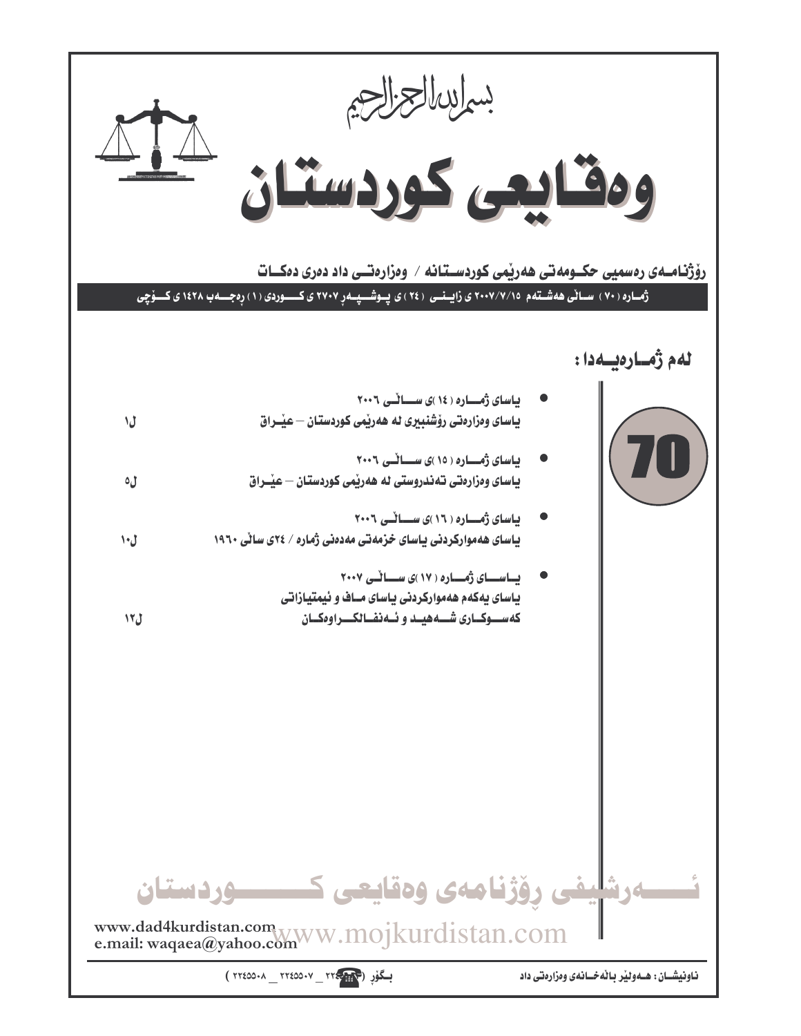بسم الله الرحمن الرحيم

# وەقایعی كوردستان

**ڕۆژنامەی ڕەسمیی حكومەتی هەرێمی كوردستانە / وەزارەتی داد دەری دەكات**

**ژمارە (٧٠) ساڵی هەشتەم ٢٠٠٧/٧/١٥ ی زایینی (٢٤) ی پوشپەڕ ٢٧٠٧ ی كوردی (١) ڕەجەب ١٤٢٨ ی كۆچی**

## لەم ژمارەیەدا :

70

- **یاسای ژمارە (١٤)ی ساڵی ٢٠٠٦**
  **یاسای وەزارەتی ڕۆشنبیری لە هەرێمی كوردستان – عێراق** ل١

- **یاسای ژمارە (١٥)ی ساڵی ٢٠٠٦**
  **یاسای وەزارەتی تەندروستی لە هەرێمی كوردستان – عێراق** ل٥

- **یاسای ژمارە (١٦)ی ساڵی ٢٠٠٦**
  **یاسای هەمواركردنی یاسای خزمەتی مەدەنی ژمارە / ٢٤ی ساڵی ١٩٦٠** ل١٠

- **یاسای ژمارە (١٧)ی ساڵی ٢٠٠٧**
  **یاسای یەكەم هەمواركردنی یاسای ماف و ئیمتیازاتی كەسوكاری شەهید و ئەنفالكراوەكان** ل١٢

ئەرشیفی ڕۆژنامەی وەقایعی كوردستان

www.dad4kurdistan.com
e.mail: waqaea@yahoo.com
www.mojkurdistan.com

ناونیشان: هەولێر باڵەخانەی وەزارەتی داد

بگۆڕ (٢٢٤ _ ٢٢٤٥٥٠٧ _ ٢٢٤٥٥٠٨)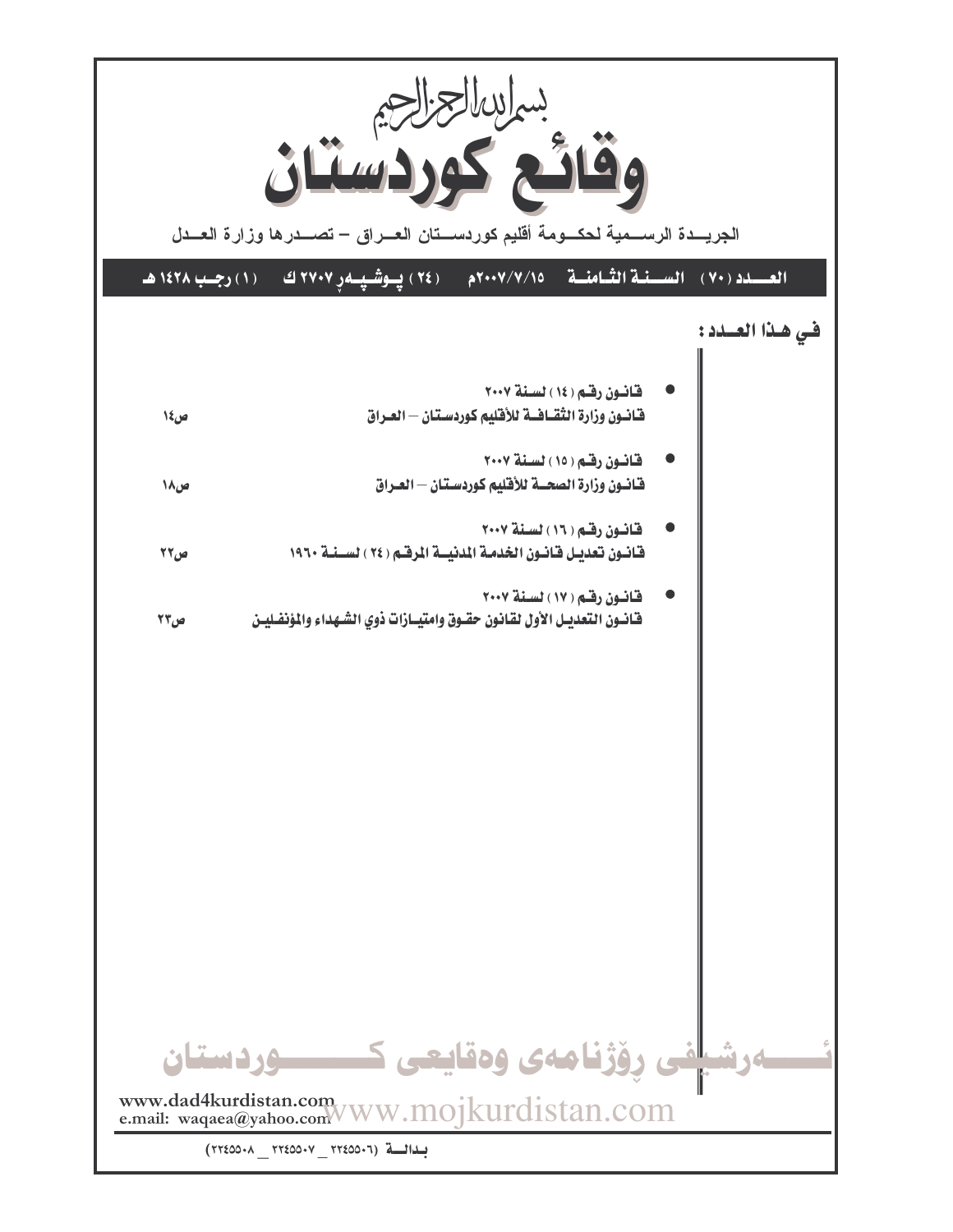بسم الله الرحمن الرحيم

# وقائع كوردستان

الجريدة الرسمية لحكومة أقليم كوردستان العراق – تصدرها وزارة العدل

**العدد (٧٠) السنة الثامنة ٢٠٠٧/٧/١٥م (٢٤) پوشپەر ٢٧٠٧ ك (١) رجب ١٤٢٨ هـ**

## في هذا العدد :

- **قانون رقم (١٤) لسنة ٢٠٠٧**
  **قانون وزارة الثقافة للأقليم كوردستان – العراق** ص١٤

- **قانون رقم (١٥) لسنة ٢٠٠٧**
  **قانون وزارة الصحة للأقليم كوردستان – العراق** ص١٨

- **قانون رقم (١٦) لسنة ٢٠٠٧**
  **قانون تعديل قانون الخدمة المدنية المرقم (٢٤) لسنة ١٩٦٠** ص٢٢

- **قانون رقم (١٧) لسنة ٢٠٠٧**
  **قانون التعديل الأول لقانون حقوق وامتيازات ذوي الشهداء والمؤنفلين** ص٢٣

www.dad4kurdistan.com
e.mail: waqaea@yahoo.com

بدالة (٢٢٤٥٥٠٦ _ ٢٢٤٥٥٠٧ _ ٢٢٤٥٥٠٨)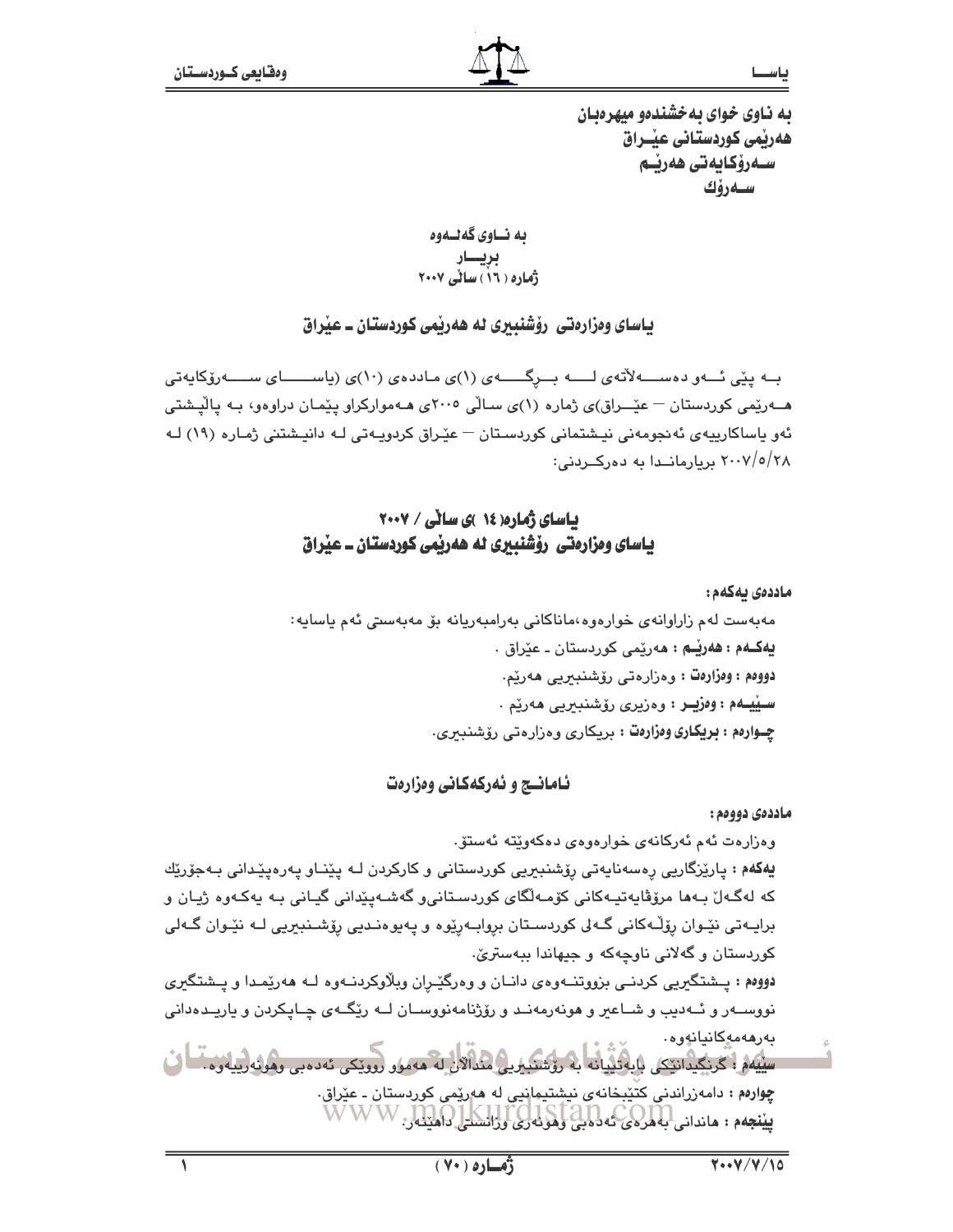به ناوی خوای به‌خشنده‌و میهره‌بان
هه‌رێمی كوردستانی عێراق
سه‌رۆكایه‌تی هه‌رێم
سه‌رۆك

به ناوی گه‌له‌وه
بڕیار
ژماره ( ١٦ ) ساڵی ٢٠٠٧

## یاسای وه‌زاره‌تی ڕۆشنبیری له‌ هه‌رێمی كوردستان ـ عێراق

به‌ پێی ئه‌و ده‌سه‌ڵاته‌ی له‌ بڕگه‌ی (١)ی مادده‌ی (١٠)ی (یاسای سه‌رۆكایه‌تی هه‌رێمی كوردستان — عێراق)ی ژماره (١)ی ساڵی ٢٠٠٥ی هه‌مواركراو پێمان دراوه‌و، به‌ پاڵپشتی ئه‌و یاساكارییه‌ی ئه‌نجومه‌نی نیشتمانی كوردستان — عێراق كردویه‌تی له‌ دانیشتنی ژماره (١٩) له‌ ٢٠٠٧/٥/٢٨ بڕیارماندا به‌ ده‌ركردنی:

## یاسای ژماره( ١٤ )ی ساڵی / ٢٠٠٧
## یاسای وه‌زاره‌تی ڕۆشنبیری له‌ هه‌رێمی كوردستان ـ عێراق

**مادده‌ی یه‌كه‌م:**

مه‌به‌ست له‌م زاراوانه‌ی خواره‌وه،ماناكانی به‌رامبه‌ریانه‌ بۆ مه‌به‌ستی ئه‌م یاسایه‌:

**یه‌كه‌م : هه‌رێم :** هه‌رێمی كوردستان ـ عێراق .

**دووه‌م : وه‌زاره‌ت :** وه‌زاره‌تی ڕۆشنبیریی هه‌رێم.

**سێیه‌م : وه‌زیر :** وه‌زیری ڕۆشنبیریی هه‌رێم .

**چواره‌م : بریكاری وه‌زاره‌ت :** بریكاری وه‌زاره‌تی ڕۆشنبیری.

### ئامانج و ئه‌ركه‌كانی وه‌زاره‌ت

**مادده‌ی دووه‌م:**

وه‌زاره‌ت ئه‌م ئه‌ركانه‌ی خواره‌وه‌ی ده‌كه‌وێته‌ ئه‌ستۆ.

**یه‌كه‌م :** پارێزگاریی ڕه‌سه‌نایه‌تی ڕۆشنبیریی كوردستانی و كاركردن له‌ پێناو په‌ره‌پێدانی به‌جۆرێك كه‌ له‌گه‌ڵ به‌ها مرۆڤایه‌تیه‌كانی كۆمه‌ڵگای كوردستانی‌و گه‌شه‌پێدانی گیانی به‌ یه‌كه‌وه‌ ژیان و برایه‌تی نێوان ڕۆڵه‌كانی گه‌لی كوردستان بڕوابه‌رێوه‌ و په‌یوه‌ندیی ڕۆشنبیریی له‌ نێوان گه‌لی كوردستان و گه‌لانی ناوچه‌كه‌ و جیهاندا ببه‌سترێ.

**دووه‌م :** پشتگیریی كردنی بزووتنه‌وه‌ی دانان و وه‌رگێڕان وبڵاوكردنه‌وه‌ له‌ هه‌رێمدا و پشتگیری نووسه‌ر و ئه‌دیب و شاعیر و هونه‌رمه‌ند و ڕۆژنامه‌نووسان له‌ ڕێگه‌ی چاپكردن و یاریده‌دانی به‌رهه‌مه‌كانیانه‌وه‌.

**سێیه‌م :** گرنگیدانێكی بایه‌تیانه‌ به‌ ڕۆشنبیریی منداڵان له‌ هه‌موو ڕووێكی ئه‌ده‌بی وهونه‌رییه‌وه‌.

**چواره‌م :** دامه‌زراندنی كتێبخانه‌ی نیشتیمانیی له‌ هه‌رێمی كوردستان ـ عێراق.

**پێنجه‌م :** هاندانی به‌هره‌ی ئه‌ده‌بی وهونه‌ری وزانستی داهێنه‌ر.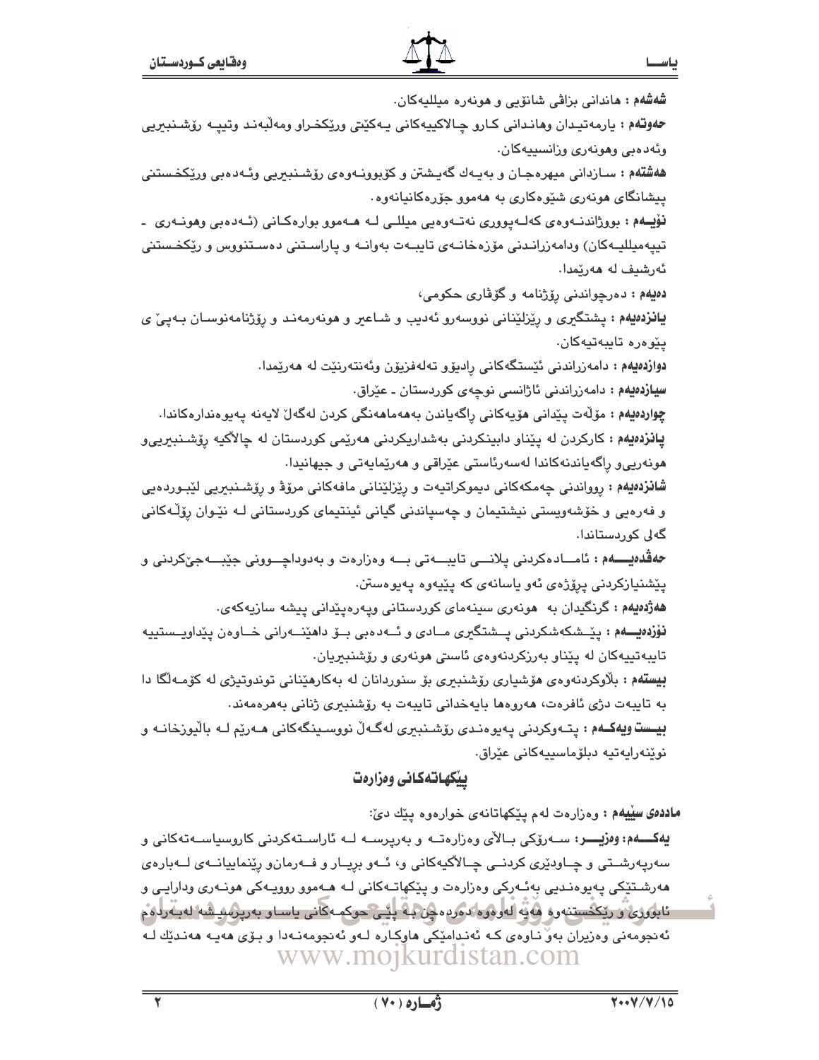**شەشەم :** هاندانی بزاڤی شانۆیی و هونەرە میللیەکان.

**حەوتەم :** یارمەتیدان وهاندانی کارو چالاکییەکانی یەکێتی ورێکخراو ومەڵبەند وتیپە رۆشنبیریی وئەدەبی وهونەری وزانسییەکان.

**هەشتەم :** سازدانی میهرەجان و بەیەك گەیشتن و کۆبوونەوەی رۆشنبیریی وئەدەبی ورێکخستنی پیشانگای هونەری شێوەکاری بە هەموو جۆرەکانیانەوە.

**نۆیەم :** بووژاندنەوەی کەلەپووری نەتەوەیی میللی لە هەموو بوارەکانی (ئەدەبی وهونەری - تیپەمیللیەکان) ودامەزراندنی مۆزەخانەی تایبەت بەوانە و پاراستنی دەستنووس و رێکخستنی ئەرشیف لە هەرێمدا.

**دەیەم :** دەرچواندنی رۆژنامە و گۆڤاری حکومی،

**یانزدەیەم :** پشتگیری و رێزلێنانی نووسەرو ئەدیب و شاعیر و هونەرمەند و رۆژنامەنوسان بەپێ ی پێوەرە تایبەتیەکان.

**دوازدەیەم :** دامەزراندنی ئێستگەکانی رادیۆو تەلەفزیۆن وئەنتەرنێت لە هەرێمدا.

**سیازدەیەم :** دامەزراندنی ئاژانسی نوچەی کوردستان ـ عێراق.

**چواردەیەم :** مۆڵەت پێدانی هۆیەکانی راگەیاندن بەهەماهەنگی کردن لەگەڵ لایەنە پەیوەندارەکاندا.

**پانزدەیەم :** کارکردن لە پێناو دابینکردنی بەشداریکردنی هەرێمی کوردستان لە چالاکیە رۆشنبیریی‌و هونەریی‌و راگەیاندنەکاندا لەسەرئاستی عێراقی و هەرێمایەتی و جیهانیدا.

**شانزدەیەم :** رووەاندنی چەمکەکانی دیموکراتیەت و رێزلێنانی مافەکانی مرۆڤ و رۆشنبیریی لێبووردەیی و فەرەیی و خۆشەویستی نیشتیمان و چەسپاندنی گیانی ئینتیمای کوردستانی لە نێوان رۆڵەکانی گەلی کوردستاندا.

**حەڤدەیەم :** ئامادەکردنی پلانی تایبەتی بە وەزارەت و بەدواداچوونی جێبەجێکردنی و پێشنیازکردنی پرۆژەی ئەو یاسانەی کە پێیەوە پەیوەستن.

**هەژدەیەم :** گرنگیدان بە هونەری سینەمای کوردستانی وپەرەپێدانی پیشە سازیەکەی.

**نۆزدەیەم :** پێشکەشکردنی پشتگیری مادی و ئەدەبی بۆ داهێنەرانی خاوەن پێداویستیە تایبەتییەکان لە پێناو بەرزکردنەوەی ئاستی هونەری و رۆشنبیریان.

**بیستەم :** بلاوکردنەوەی هۆشیاری رۆشنبیری بۆ سنوردانان لە بەکارهێنانی توندوتیژی لە کۆمەڵگا دا بە تایبەت دژی ئافرەت، هەروەها بایەخدانی تایبەت بە رۆشنبیری ژنانی بەهرەمەند.

**بیست ویەکەم :** پتەوکردنی پەیوەندی رۆشنبیری لەگەڵ نووسینگەکانی هەرێم لە باڵیوزخانە و نوێنەرایەتیە دبلۆماسییەکانی عێراق.

## پێکهاتەکانی وەزارەت

**ماددەی سێیەم :** وەزارەت لەم پێکهاتانەی خوارەوە پێك دێ:

**یەکەم: وەزیر:** سەرۆکی باڵای وەزارەتە و بەرپرسە لە ئاراستەکردنی کاروسیاسەتەکانی و سەرپەرشتی و چاودێری کردنی چالاکیەکانی و، ئەو بریار و فەرمان‌و رێنماییانەی لەبارەی هەرشتێکی پەیوەندیی بەئەرکی وەزارەت و پێکهاتەکانی لە هەموو روویەکی هونەری ودارایی و ئابووری و رێکخستنەوە هەیە لەووە دەردەچن بە پێی حوکمەکانی یاساو بەرپرسیشە لەبەردەم ئەنجومەنی وەزیران بەو ناوەی کە ئەندامێکی هاوکارە لەو ئەنجومەنەدا و بۆی هەیە هەندێك لە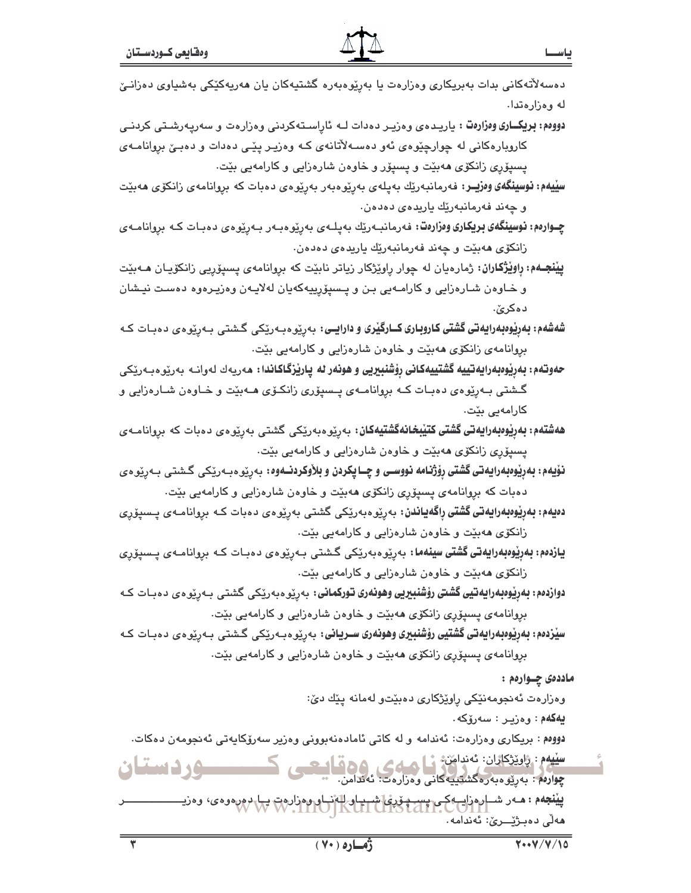دەسەڵاتەکانی بدات بەبریکاری وەزارەت یا بەڕێوەبەرە گشتیەکان یان هەریەکێکی بەشیاوی دەزانێ لە وەزارەتدا.

**دووەم: بریکــاری وەزارەت :** یاریـدەی وەزیـر دەدات لـە ئاڕاسـتەکردنی وەزارەت و سەرپەرشـتی کردنـی کاروبارەکانی لە چوارچێوەی ئەو دەسـەڵاتانەی کـە وەزیـر پێـی دەدات و دەبـێ بڕوانامـەی پسپۆڕی زانکۆی هەبێت و پسپۆر و خاوەن شارەزایی و کارامەیی بێت.

**سێیەم: نوسینگەی وەزیــر:** فەرمانبەرێك بەپلەی بەڕێوەبەر بەڕێوەی دەبات کە بڕوانامەی زانکۆی هەبێت و چەند فەرمانبەرێك یاریدەی دەدەن.

**چــوارەم: نوسینگەی بریکاری وەزارەت:** فەرمانبـەرێك بەپلـەی بەڕێوەبـەر بـەڕێوەی دەبـات کـە بڕوانامـەی زانکۆی هەبێت و چەند فەرمانبەرێك یاریدەی دەدەن.

**پێنجــەم: ڕاوێژکاران:** ژمارەیان لە چوار ڕاوێژکار زیاتر نابێت کە بڕوانامەی پسپۆڕیی زانکۆیـان هـەبێت و خـاوەن شـارەزایی و کارامـەیی بـن و پـسپۆڕییەکەیان لەلایـەن وەزیـرەوە دەسـت نیـشان دەکرێ.

**شەشەم: بەڕێوەبەرایەتی گشتی کاروباری کــارگێری و دارایــی:** بەڕێوەبـەرێکی گـشتی بـەڕێوەی دەبـات کـە بڕوانامەی زانکۆی هەبێت و خاوەن شارەزایی و کارامەیی بێت.

**حەوتەم: بەڕێوەبەرایەتییە گشتییەکانی ڕۆشنبیری و هونەر لە پارێزگاکاندا:** هەریەك لەوانـە بەڕێوەبـەرێکی گـشتی بـەڕێوەی دەبـات کـە بڕوانامـەی پـسپۆری زانکـۆی هـەبێت و خـاوەن شـارەزایی و کارامەیی بێت.

**هەشتەم: بەڕێوەبەرایەتی گشتی کتێبخانەگشتیەکان:** بەڕێوەبەرێکی گشتی بەڕێوەی دەبات کە بڕوانامـەی پسپۆڕی زانکۆی هەبێت و خاوەن شارەزایی و کارامەیی بێت.

**نۆیەم: بەڕێوەبەرایەتی گشتی ڕۆژنامە نووســی و چــاپکردن و بڵاوکردنــەوە:** بەڕێوەبـەرێکی گـشتی بـەڕێوەی دەبات کە بڕوانامەی پسپۆڕی زانکۆی هەبێت و خاوەن شارەزایی و کارامەیی بێت.

**دەیەم: بەڕێوەبەرایەتی گشتی ڕاگەیاندن:** بەڕێوەبەرێکی گشتی بەڕێوەی دەبات کـە بڕوانامـەی پـسپۆڕی زانکۆی هەبێت و خاوەن شارەزایی و کارامەیی بێت.

**یازدەم: بەڕێوەبەرایەتی گشتی سینەما:** بەڕێوەبەرێکی گـشتی بـەڕێوەی دەبـات کـە بڕوانامـەی پـسپۆڕی زانکۆی هەبێت و خاوەن شارەزایی و کارامەیی بێت.

**دوازدەم: بەڕێوەبەرایەتیی گشتی ڕۆشنبیریی وهونەری تورکمانی:** بەڕێوەبەرێکی گشتی بـەڕێوەی دەبـات کـە بڕوانامەی پسپۆڕی زانکۆی هەبێت و خاوەن شارەزایی و کارامەیی بێت.

**سێزدەم: بەڕێوەبەرایەتی گشتیی ڕۆشنبیری وهونەری ســریانی:** بەڕێوەبـەرێکی گـشتی بـەڕێوەی دەبـات کـە بڕوانامەی پسپۆڕی زانکۆی هەبێت و خاوەن شارەزایی و کارامەیی بێت.

**ماددەی چــوارەم :**

وەزارەت ئەنجومەنێکی ڕاوێژکاری دەبێتو لەمانە پێك دێ:

**یەکەم :** وەزیـر : سەرۆکە.

**دووەم :** بریکاری وەزارەت: ئەندامە و لە کاتی ئامادەنەبوونی وەزیر سەرۆکایەتی ئەنجومەن دەکات.

**سێیەم :** ڕاوێژکاران: ئەندامن.

**چوارەم :** بەڕێوەبەرەگشتییەکانی وەزارەت: ئەندامن.

**پێنجەم :** هــەر شــارەزایــەکی پســپۆڕی شــیاو لەنــاو وەزارەت یــا دەرەوەی، وەزیــــــــــــــــر هەڵی دەبـژێــرێ: ئەندامە.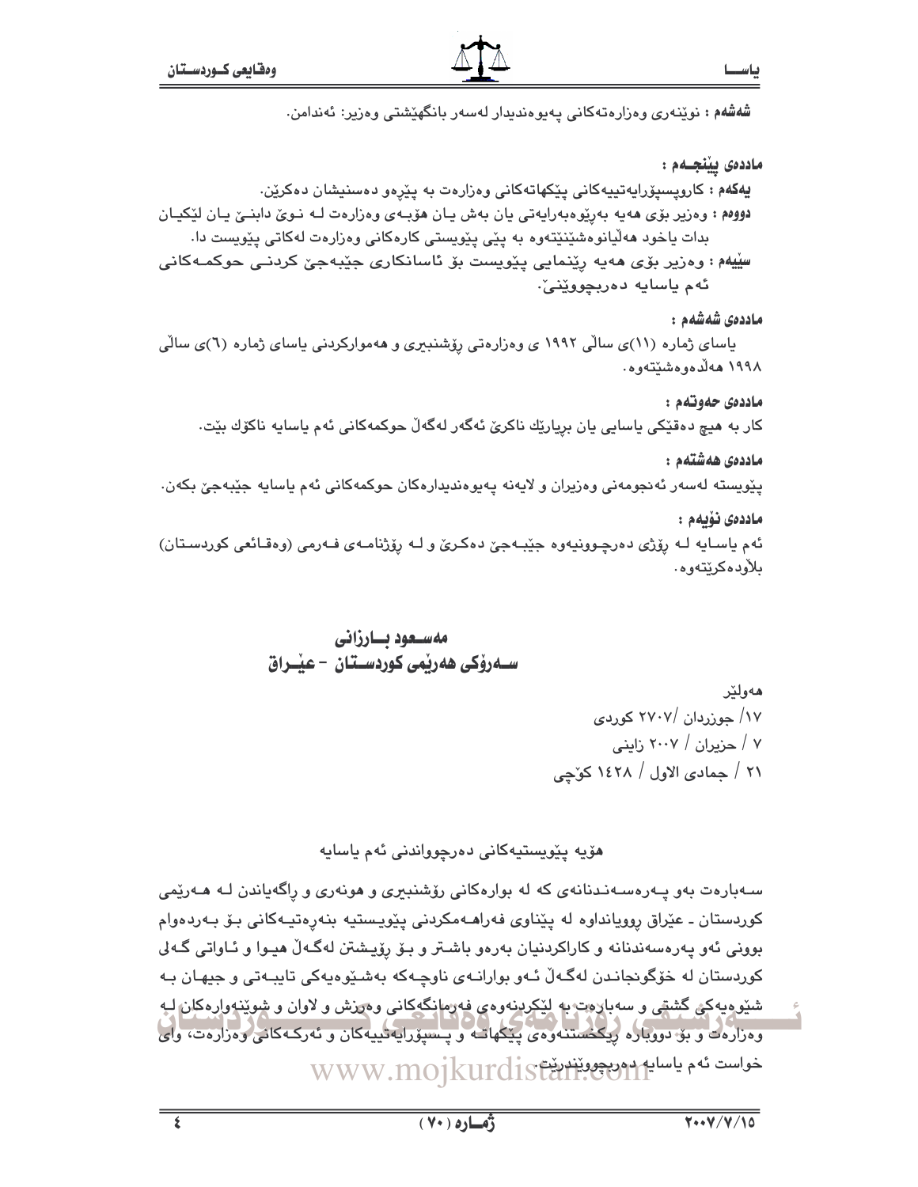**شەشەم :** نوێنەری وەزارەتەکانی پەیوەندیدار لەسەر بانگهێشتی وەزیر: ئەندامن.

**ماددەی پێنجــەم :**

**یەکەم :** کاروپسپۆرایەتییەکانی پێکهاتەکانی وەزارەت بە پێڕەو دەسنیشان دەکرێن.

**دووەم :** وەزیر بۆی هەیە بەڕێوەبەرایەتی یان بەش یان هۆبەی نوێ لە وەزارەت دابنێ یان لێکیان بدات یاخود هەڵیانوەشێنێتەوە بە پێی پێویستی کارەکانی وەزارەت لەکاتی پێویست دا.

**سێیەم :** وەزیر بۆی هەیە ڕێنمایی پێویست بۆ ئاسانکاری جێبەجێ کردنی حوکمەکانی ئەم یاسایە دەربچووێنێ.

**ماددەی شەشەم :**

یاسای ژمارە (١١)ی ساڵی ١٩٩٢ ی وەزارەتی ڕۆشنبیری و هەموارکردنی یاسای ژمارە (٦)ی ساڵی ١٩٩٨ هەڵدەوەشێتەوە.

**ماددەی حەوتەم :**

کار بە هیچ دەقێکی یاسایی یان بڕیارێك ناکرێ ئەگەر لەگەڵ حوکمەکانی ئەم یاسایە ناکۆك بێت.

**ماددەی هەشتەم :**

پێویستە لەسەر ئەنجومەنی وەزیران و لایەنە پەیوەندیدارەکان حوکمەکانی ئەم یاسایە جێبەجێ بکەن.

**ماددەی نۆیەم :**

ئەم یاسایە لە ڕۆژی دەرچوونیەوە جێبەجێ دەکرێ و لە ڕۆژنامەی فەرمی (وەقائعی کوردستان) بلاّودەکرێتەوە.

**مەسعود بارزانی**
**سەرۆکی هەرێمی کوردستان - عێراق**

هەولێر
١٧/ جوزردان /٢٧٠٧ کوردی
٧ / حزیران / ٢٠٠٧ زاینی
٢١ / جمادی الاول / ١٤٢٨ کۆچی

هۆیە پێویستیەکانی دەرچوواندنی ئەم یاسایە

سەبارەت بەو پەرەسەندنانەی کە لە بوارەکانی ڕۆشنبیری و هونەری و ڕاگەیاندن لە هەرێمی کوردستان - عێراق ڕوویانداوە لە پێناوی فەراهەمکردنی پێویستیە بنەڕەتیەکانی بۆ بەردەوام بوونی ئەو پەرەسەندنانە و کاراکردنیان بەرەو باشتر و بۆ ڕۆیشتن لەگەڵ هیوا و ئاواتی گەلی کوردستان لە خۆگونجاندن لەگەڵ ئەو بوارانەی ناوچەکە بەشێوەیەکی تایبەتی و جیهان بە شێوەیەکی گشتی و سەبارەت بە لێکردنەوەی فەرمانگەکانی وەرزش و لاوان و شوێنەوارەکان لە وەزارەت و بۆ دووبارە ڕێکخستنەوەی پێکهاتە و پسپۆرایەتییەکان و ئەرکەکانی وەزارەت، وای خواست ئەم یاسایە دەربچووێندرێت.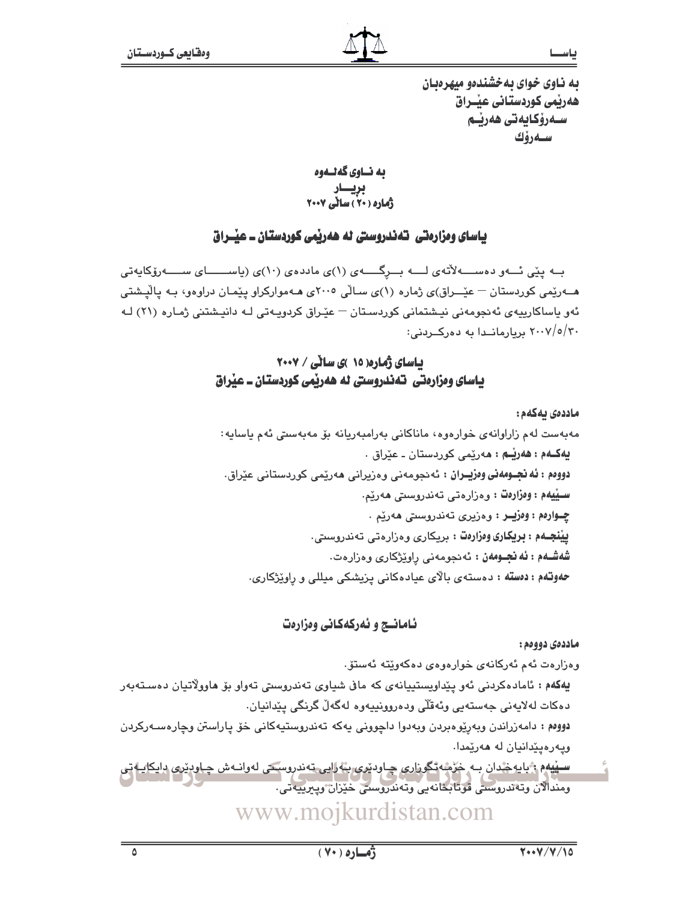به ناوی خوای بەخشندەو میهرەبان
هەرێمی کوردستانی عێراق
سەرۆکایەتی هەرێم
سەرۆك

به ناوی گەلەوە
بڕیار
ژمارە (٢٠) ساڵی ٢٠٠٧

## یاسای وەزارەتی تەندروستی لە هەرێمی کوردستان ـ عێراق

بە پێی ئەو دەسەڵاتەی لە بڕگەی (١)ی ماددەی (١٠)ی (یاسای سەرۆکایەتی هەرێمی کوردستان – عێراق)ی ژمارە (١)ی ساڵی ٢٠٠٥ی هەموارکراو پێمان دراوەو، بە پاڵپشتی ئەو یاساکارییەی ئەنجومەنی نیشتمانی کوردستان – عێراق کردویەتی لە دانیشتنی ژمارە (٢١) لە ٢٠٠٧/٥/٣٠ بڕیارماندا بە دەرکردنی:

## یاسای ژمارە( ١٥ )ی ساڵی / ٢٠٠٧
## یاسای وەزارەتی تەندروستی لە هەرێمی کوردستان ـ عێراق

**ماددەی یەکەم:**

مەبەست لەم زاراوانەی خوارەوە، ماناکانی بەرامبەریانە بۆ مەبەستی ئەم یاسایە:

**یەکەم : هەرێم :** هەرێمی کوردستان ـ عێراق .

**دووەم : ئەنجومەنی وەزیران :** ئەنجومەنی وەزیرانی هەرێمی کوردستانی عێراق.

**سێیەم : وەزارەت :** وەزارەتی تەندروستی هەرێم.

**چوارەم : وەزیر :** وەزیری تەندروستی هەرێم .

**پێنجەم : بریکاری وەزارەت :** بریکاری وەزارەتی تەندروستی.

**شەشەم : ئەنجومەن :** ئەنجومەنی ڕاوێژکاری وەزارەت.

**حەوتەم : دەستە :** دەستەی باڵای عیادەکانی پزیشکی میللی و ڕاوێژکاری.

### ئامانج و ئەرکەکانی وەزارەت

**ماددەی دووەم:**

وەزارەت ئەم ئەرکانەی خوارەوەی دەکەوێتە ئەستۆ.

**یەکەم :** ئامادەکردنی ئەو پێداویستییانەی کە مافی شیاوی تەندروستی تەواو بۆ هاووڵاتیان دەستەبەر دەکات لەلایەنی جەستەیی وئەقڵی ودەروونییەوە لەگەڵ گرنگی پێدانیان.

**دووەم :** دامەزراندن وبەڕێوەبردن وبەدوا داچوونی یەکە تەندروستیەکانی خۆ پاراستن وچارەسەرکردن وپەرەپێدانیان لە هەرێمدا.

**سێیەم :** بایەخدان بە خزمەتگوزاری چاودێری بەرایی تەندروستی لەوانەش چاودێری دایکایەتی ومنداڵان وتەندروستی قوتابخانەیی وتەندروستی خێزان وپیرییەتی.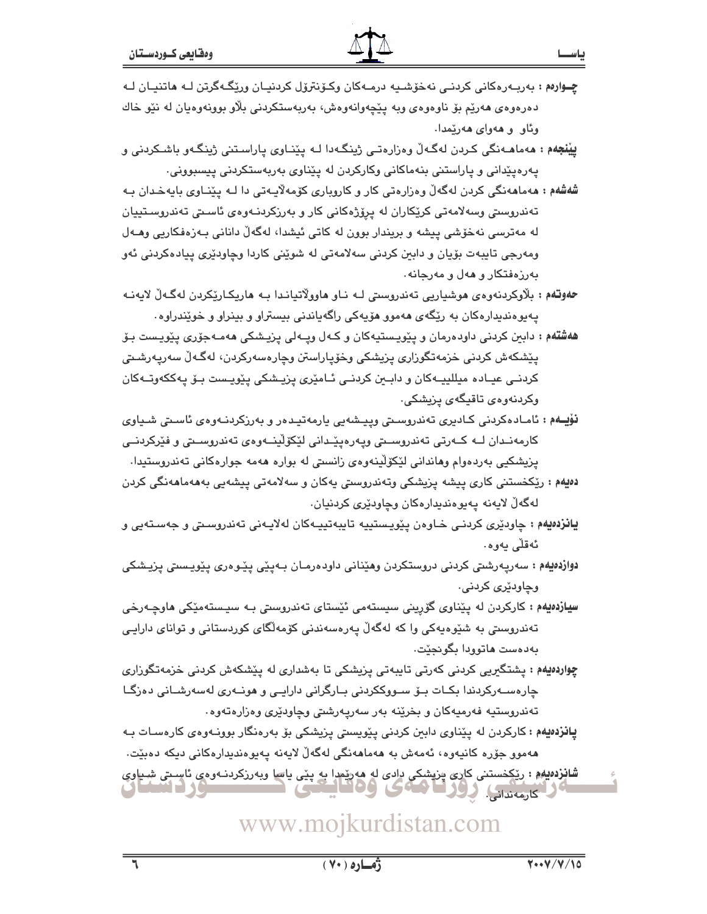**چــوارەم :** بەربــەرەکانی کردنــی نەخۆشــیە درمــەکان وکــۆنترۆل کردنیــان ورێگــەگرتن لــە هاتنیــان لــە دەرەوەی هەرێم بۆ ناوەوەی وبە پێچەوانەوەش، بەربەستکردنی بلاو بوونەوەیان لە نێو خاك وئاو و هەوای هەرێمدا.

**پێنجەم :** هەماهــەنگی کــردن لەگــەڵ وەزارەتــی ژینگــەدا لــە پێنــاوی پاراســتنی ژینگــەو باشــکردنی و پەرەپێدانی و پاراستنی بنەماکانی وکارکردن لە پێناوی بەربەستکردنی پیسبوونی.

**شەشەم :** هەماهەنگی کردن لەگەڵ وەزارەتی کار و کاروباری کۆمەڵایــەتی دا لــە پێنــاوی بایەخــدان بــە تەندروستی وسەلامەتی کرێکاران لە پرۆژەکانی کار و بەرزکردنــەوەی ئاســتی تەندروســتییان لە مەترسی نەخۆشی پیشە و بریندار بوون لە کاتی ئیشدا، لەگەڵ دانانی بــەزەفکاریی وهــەل ومەرجی تایبەت بۆیان و دابین کردنی سەلامەتی لە شوێنی کاردا وچاودێری پیادەکردنی ئەو بەرزەفتکار و هەل و مەرجانە.

**حەوتەم :** بلاوکردنەوەی هوشیاریی تەندروستی لــە نــاو هاوولاتیانــدا بــە هاریکــارێکردن لەگــەڵ لایەنــە پەیوەندیدارەکان بە رێگەی هەموو هۆیەکی راگەیاندنی بیستراو و بینراو و خوێندراوە.

**هەشتەم :** دابین کردنی داودەرمان و پێویستیەکان و کــەل وپــەلی پزیشــکی هەمــەجۆری پێویــست بــۆ پێشکەش کردنی خزمەتگوزاری پزیشکی وخۆپاراستن وچارەسەرکردن، لەگــەڵ سەرپــەرشــتی کردنــی عیــادە میللییــەکان و دابــین کردنــی ئــامێری پزیــشکی پێویــست بــۆ پەککەوتــەکان وکردنەوەی تاقیگەی پزیشکی.

**نۆیــەم :** ئامــادەکردنی کــادیری تەندروســتی وپیــشەیی یارمەتیــدەر و بەرزکردنــەوەی ئاســتی شــیاوی کارمەنــدان لــە کــەرتی تەندروســتی وپەرەپێــدانی لێکۆڵینــەوەی تەندروســتی و فێرکردنــی پزیشکیی بەردەوام وهاندانی لێکۆڵینەوەی زانستی لە بوارە هەمە جوارەکانی تەندروستیدا.

**دەیەم :** رێکخستنی کاری پیشە پزیشکی وتەندروستی یەکان و سەلامەتی پیشەیی بەهەماهەنگی کردن لەگەڵ لایەنە پەیوەندیدارەکان وچاودێری کردنیان.

**یانزدەیەم :** چاودێری کردنــی خــاوەن پێویــستیە تایبەتییــەکان لەلایــەنی تەندروســتی و جەســتەیی و ئەقڵی یەوە.

**دوازدەیەم :** سەرپەرشتی کردنی دروستکردن وهێنانی داودەرمــان بــەپێی پێــوەری پێویــستی پزیــشکی وچاودێری کردنی.

**سیازدەیەم :** کارکردن لە پێناوی گۆڕینی سیستەمی ئێستای تەندروستی بــە سیــستەمێکی هاوچــەرخی تەندروستی بە شێوەیەکی وا کە لەگەڵ پەرەسەندنی کۆمەڵگای کوردستانی و توانای دارایــی بەدەست هاتوودا بگونجێت.

**چواردەیەم :** پشتگیریی کردنی کەرتی تایبەتی پزیشکی تا بەشداری لە پێشکەش کردنی خزمەتگوزاری چارەســەرکردندا بکــات بــۆ ســووککردنی بــارگرانی دارایــی و هونــەری لەسەرشــانی دەزگــا تەندروستیە فەرمیەکان و بخرێنە بەر سەرپەرشتی وچاودێری وەزارەتەوە.

**پانزدەیەم :** کارکردن لە پێناوی دابین کردنی پێویستی پزیشکی بۆ بەرەنگار بوونــەوەی کارەســات بــە هەموو جۆرە کانیەوە، ئەمەش بە هەماهەنگی لەگەڵ لایەنە پەیوەندیدارەکانی دیکە دەبێت.

**شانزدەیەم :** رێکخستنی کاری پزیشکی دادی لە هەرێمدا بە پێی یاسا وبەرزکردنــەوەی ئاســتی شــیاوی کارمەندانی.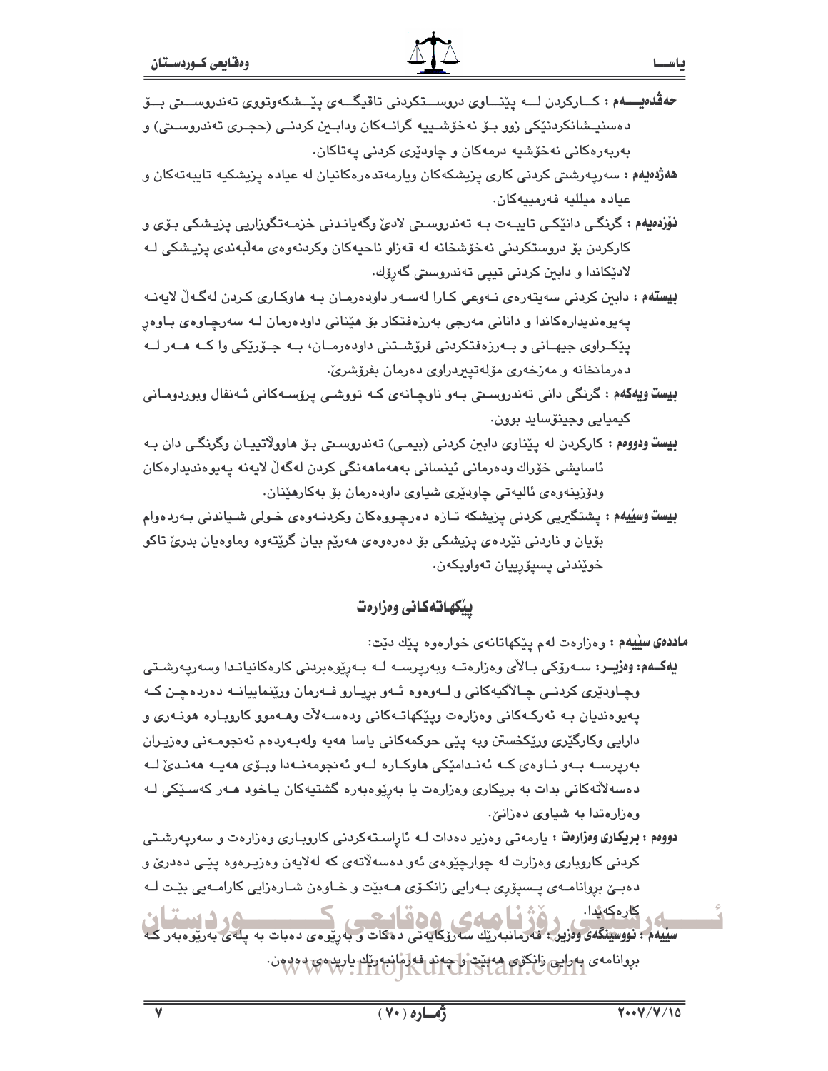**حەڤدەیـــەم :** کــارکردن لــە پێنــاوی دروســتکردنی تاقیگــەی پێــشکەوتووی تەندروســتی بــۆ دەستنیـشانکردنێکی زوو بـۆ نەخۆشـییە گرانـەکان ودابـین کردنـی (حجـری تەندروسـتی) و بەربەرەکانی نەخۆشیە درمەکان و چاودێری کردنی پەتاکان.

**هەژدەیەم :** سەرپەرشتی کردنی کاری پزیشکەکان ویارمەتدەرەکانیان لە عیادە پزیشکیە تایبەتەکان و عیادە میللیە فەرمییەکان.

**نۆزدەیەم :** گرنگـی دانێکـی تایبـەت بـە تەندروسـتی لادێ وگەیانـدنی خزمـەتگوزاریی پزیـشکی بـۆی و کارکردن بۆ دروستکردنی نەخۆشخانە لە قەزاو ناحیەکان وکردنەوەی مەڵبەندی پزیـشکی لـە لادێکاندا و دابین کردنی تیپی تەندروستی گەڕۆك.

**بیستەم :** دابین کردنی سەیتەرەی نـەوعی کـارا لەسـەر داودەرمـان بـە هاوکـاری کـردن لەگـەڵ لایەنـە پەیوەندیدارەکاندا و دانانی مەرجی بەرزەفتکار بۆ هێنانی داودەرمان لـە سەرچـاوەی بـاوەڕ پێکـراوی جیهـانی و بـەرزەفتکردنی فرۆشـتنی داودەرمـان، بـە جـۆرێکی وا کـە هـەر لـە دەرمانخانە و مەزخەری مۆلەتپێدراوی دەرمان بفرۆشرێ.

**بیست ویەکەم :** گرنگی دانی تەندروسـتی بـەو ناوچـانەی کـە تووشـی پرۆسـەکانی ئـەنفال وبوردومـانی کیمیایی وجینۆساید بوون.

**بیست ودووەم :** کارکردن لە پێناوی دابین کردنی (بیمـی) تەندروسـتی بـۆ هاووڵاتییـان وگرنگـی دان بـە ئاسایشی خۆراك ودەرمانی ئینسانی بەهەماهەنگی کردن لەگەڵ لایەنە پەیوەندیدارەکان ودۆزینەوەی ئالیەتی چاودێری شیاوی داودەرمان بۆ بەکارهێنان.

**بیست وسێیەم :** پشتگیریی کردنی پزیشکە تـازە دەرچـووەکان وکردنـەوەی خـولی شـیاندنی بـەردەوام بۆیان و ناردنی نێردەی پزیشکی بۆ دەرەوەی هەرێم بیان گرێتەوە وماوەیان بدرێ تاکو خوێندنی پسپۆڕییان تەواوبکەن.

## پێکهاتەکانی وەزارەت

**ماددەی سێیەم :** وەزارەت لەم پێکهاتانەی خوارەوە پێك دێت:

**یەکـەم: وەزیـر:** سـەرۆکی بـاڵای وەزارەتـە وبەرپرسـە لـە بـەڕێوەبردنی کارەکانیانـدا وسەرپەرشـتی وچـاودێری کردنـی چـالاکیەکانی و لـەوەوە ئـەو بڕیـارو فـەرمان ورێنماییانـە دەردەچـن کـە پەیوەندیان بـە ئەرکـەکانی وەزارەت وپێکهاتـەکانی ودەسـەڵات وهـەموو کاروبـارە هونـەری و دارایی وکارگێری ورێکخستن وبە پێی حوکمەکانی یاسا هەیە ولەبـەردەم ئەنجومـەنی وەزیـران بەرپرسـە بـەو نـاوەی کـە ئەنـدامێکی هاوکـارە لـەو ئەنجومەنـەدا وبـۆی هەیـە هەنـدێ لـە دەسەڵاتەکانی بدات بە بریکاری وەزارەت یا بەڕێوەبەرە گشتیەکان یاخود هـەر کەسـێکی لـە وەزارەتدا بە شیاوی دەزانێ.

**دووەم : بریکاری وەزارەت :** یارمەتی وەزیر دەدات لـە ئاڕاسـتەکردنی کاروبـاری وەزارەت و سەرپەرشـتی کردنی کاروباری وەزارت لە چوارچێوەی ئەو دەسەڵاتەی کە لەلایەن وەزیـرەوە پێـی دەدرێ و دەبـێ بڕوانامـەی پـسپۆڕی بـەرایی زانکـۆی هـەبێت و خـاوەن شـارەزایی کارامـەیی بێـت لـە کارەکەیدا.

**سێیەم : نووسینگەی وەزیر :** فەرمانبەرێك سەرۆکایەتی دەکات و بەڕێوەی دەبات بە پلەی بەڕێوەبەر کـە بڕوانامەی بەرایی زانکۆی هەبێت و چەند فەرمانبەرێك یاریدەی دەدەن.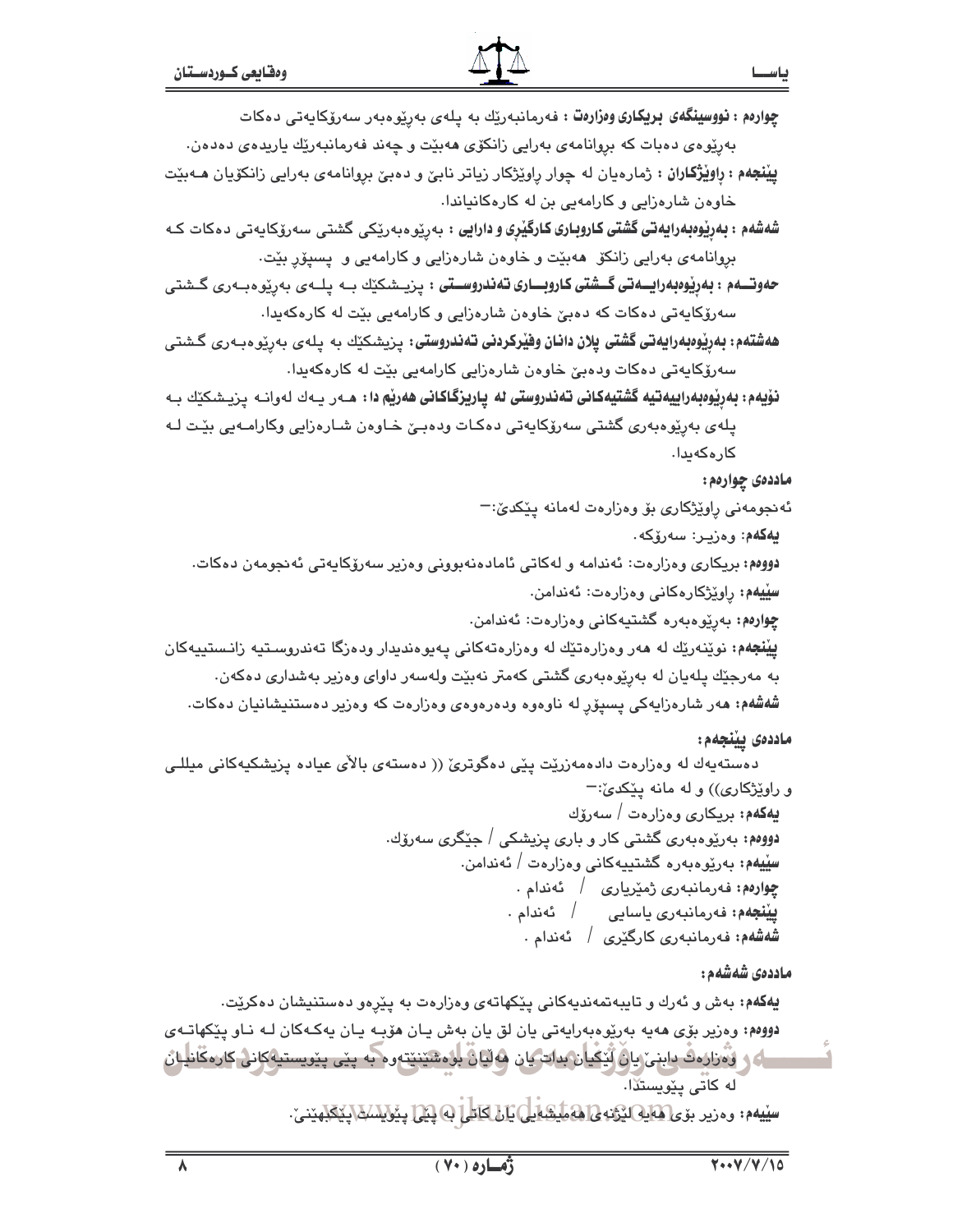**چوارەم : نووسینگەی بریکاری وەزارەت :** فەرمانبەرێك بە پلەی بەڕێوەبەر سەرۆکایەتی دەکات بەڕێوەی دەبات کە بڕوانامەی بەرایی زانکۆی هەبێت و چەند فەرمانبەرێك یاریدەی دەدەن.

**پێنجەم : ڕاوێژکاران :** ژمارەیان لە چوار ڕاوێژکار زیاتر نابێ و دەبێ بڕوانامەی بەرایی زانکۆیان هەبێت خاوەن شارەزایی و کارامەیی بن لە کارەکانیاندا.

**شەشەم : بەڕێوەبەرایەتی گشتی کاروباری کارگێڕی و دارایی :** بەڕێوەبەرێکی گشتی سەرۆکایەتی دەکات کە بڕوانامەی بەرایی زانکۆ هەبێت و خاوەن شارەزایی و کارامەیی و پسپۆڕ بێت.

**حەوتەم : بەڕێوەبەرایەتی گشتی کاروباری تەندروستی :** پزیشکێك بە پلەی بەڕێوەبەری گشتی سەرۆکایەتی دەکات کە دەبێ خاوەن شارەزایی و کارامەیی بێت لە کارەکەیدا.

**هەشتەم: بەڕێوەبەرایەتی گشتی پلان دانان وفێرکردنی تەندروستی:** پزیشکێك بە پلەی بەڕێوەبەری گشتی سەرۆکایەتی دەکات ودەبێ خاوەن شارەزایی کارامەیی بێت لە کارەکەیدا.

**نۆیەم: بەڕێوەبەرایەتیە گشتیەکانی تەندروستی لە پارێزگاکانی هەرێم دا:** هەر یەك لەوانە پزیشکێك بە پلەی بەڕێوەبەری گشتی سەرۆکایەتی دەکات ودەبێ خاوەن شارەزایی وکارامەیی بێت لە کارەکەیدا.

**ماددەی چوارەم:**

ئەنجومەنی ڕاوێژکاری بۆ وەزارەت لەمانە پێکدێ:-

**یەکەم:** وەزیر: سەرۆکە.

**دووەم:** بریکاری وەزارەت: ئەندامە و لەکاتی ئامادەنەبوونی وەزیر سەرۆکایەتی ئەنجومەن دەکات.

**سێیەم:** ڕاوێژکارەکانی وەزارەت: ئەندامن.

**چوارەم:** بەڕێوەبەرە گشتیەکانی وەزارەت: ئەندامن.

**پێنجەم:** نوێنەرێك لە هەر وەزارەتێك لە وەزارەتەکانی پەیوەندیدار ودەزگا تەندروستیە زانستییەکان بە مەرجێك پلەیان لە بەڕێوەبەری گشتی کەمتر نەبێت ولەسەر داوای وەزیر بەشداری دەکەن.

**شەشەم:** هەر شارەزایەکی پسپۆڕ لە ناوەوە ودەرەوەی وەزارەت کە وەزیر دەستنیشانیان دەکات.

**ماددەی پێنجەم:**

دەستەیەك لە وەزارەت دادەمەزرێت پێی دەگوترێ (( دەستەی باڵای عیادە پزیشکیەکانی میللی و ڕاوێژکاری)) و لە مانە پێکدێ:-

**یەکەم:** بریکاری وەزارەت / سەرۆك

**دووەم:** بەڕێوەبەری گشتی کار و باری پزیشکی / جێگری سەرۆك.

**سێیەم:** بەڕێوەبەرە گشتییەکانی وەزارەت / ئەندامن.

**چوارەم:** فەرمانبەری ژمێریاری / ئەندام .

**پێنجەم:** فەرمانبەری یاسایی / ئەندام .

**شەشەم:** فەرمانبەری کارگێڕی / ئەندام .

**ماددەی شەشەم:**

**یەکەم:** بەش و ئەرك و تایبەتمەندیەکانی پێکهاتەی وەزارەت بە پێڕەو دەستنیشان دەکرێت.

**دووەم:** وەزیر بۆی هەیە بەڕێوەبەرایەتی یان لق یان بەش یان هۆبە یان یەکەکان لە ناو پێکهاتەی وەزارەت دابنێ یان لێکیان بدات یان هەڵیان بوەشێنێتەوە بە پێی پێویستیەکانی کارەکانیان لە کاتی پێویستدا.

**سێیەم:** وەزیر بۆی هەیە لێژنەی هەمیشەیی یان کاتی بە پێی پێویست پێکبهێنێ.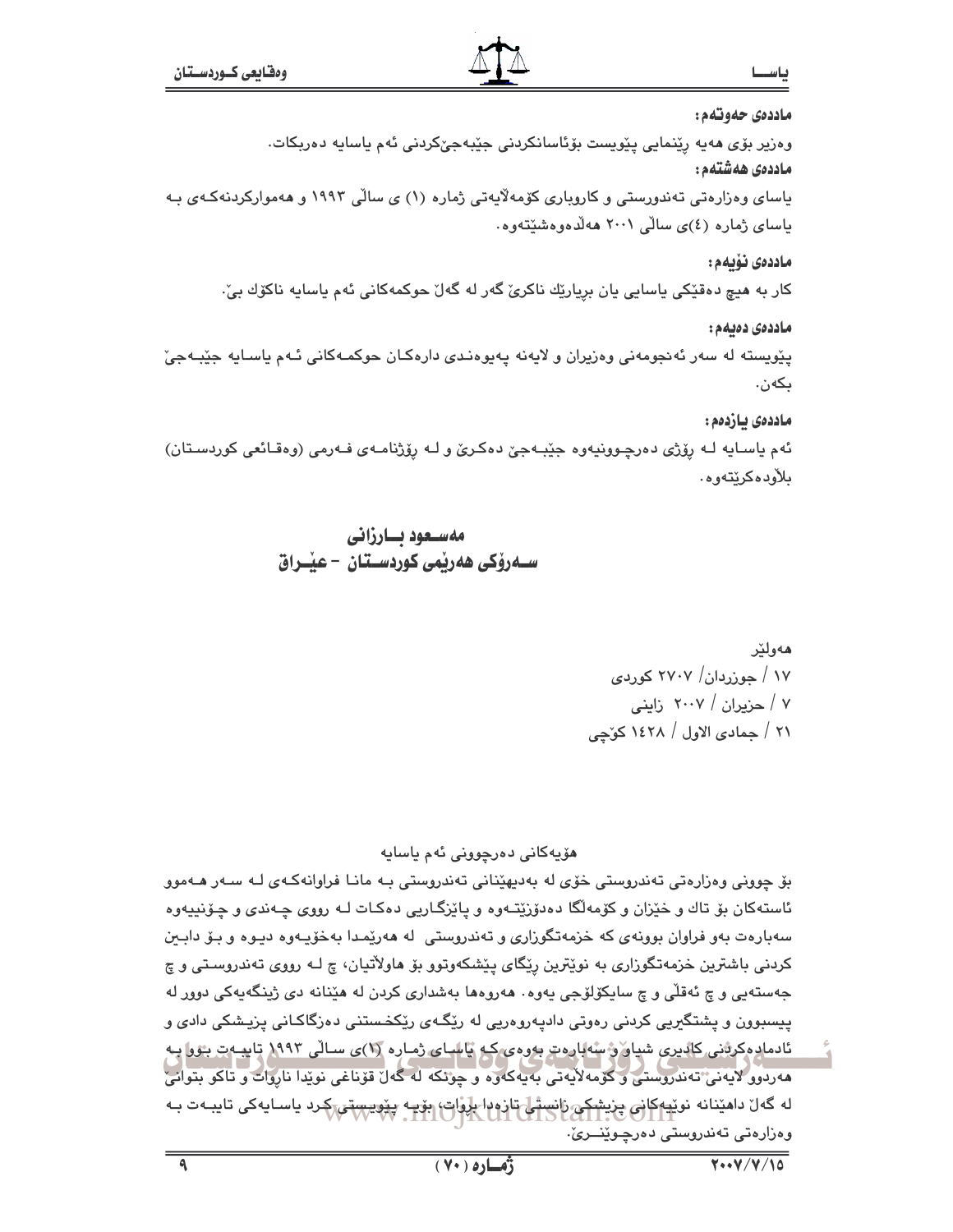**ماددەی حەوتەم:**

وەزیر بۆی هەیە ڕێنمایی پێویست بۆئاسانکردنی جێبەجێکردنی ئەم یاسایە دەربکات.

**ماددەی هەشتەم:**

یاسای وەزارەتی تەندورستی و کاروباری کۆمەلایەتی ژمارە (١) ی ساڵی ١٩٩٣ و هەموارکردنەکەی بە یاسای ژمارە (٤)ی ساڵی ٢٠٠١ هەڵدەوەشێتەوە.

**ماددەی نۆیەم:**

کار بە هیچ دەقێکی یاسایی یان بڕیارێك ناکرێ گەر لە گەڵ حوکمەکانی ئەم یاسایە ناکۆك بێ.

**ماددەی دەیەم:**

پێویستە لە سەر ئەنجومەنی وەزیران و لایەنە پەیوەندی دارەکان حوکمەکانی ئەم یاسایە جێبەجێ بکەن.

**ماددەی یازدەم:**

ئەم یاسایە لە ڕۆژی دەرچوونیەوە جێبەجێ دەکرێ و لە ڕۆژنامەی فەرمی (وەقائعی کوردستان) بلاودەکرێتەوە.

**مەسعود بارزانی**
**سەرۆکی هەرێمی کوردستان - عێراق**

هەولێر
١٧ / جوزردان/ ٢٧٠٧ کوردی
٧ / حزیران / ٢٠٠٧ زاینی
٢١ / جمادی الاول / ١٤٢٨ کۆچی

هۆیەکانی دەرچوونی ئەم یاسایە

بۆ چوونی وەزارەتی تەندروستی خۆی لە بەدیهێنانی تەندروستی بە مانا فراوانەکەی لە سەر هەموو ئاستەکان بۆ تاك و خێزان و کۆمەلگا دەدۆزێتەوە و پاێزگاریی دەکات لە ڕووی چەندی و چۆنییەوە سەبارەت بەو فراوان بوونەی کە خزمەتگوزاری و تەندروستی لە هەرێمدا بەخۆیەوە دیوە و بۆ دابین کردنی باشترین خزمەتگوزاری بە نوێترین ڕێگای پێشکەوتوو بۆ هاولاتیان، چ لە ڕووی تەندروستی و چ جەستەیی و چ ئەقلی و چ سایکۆلۆجی یەوە. هەروەها بەشداری کردن لە هێنانە دی ژینگەیەکی دوور لە پیسبوون و پشتگیریی کردنی ڕەوتی دادپەروەریی لە ڕێگەی ڕێکخستنی دەزگاکانی پزیشکی دادی و ئامادەکردنی کادیری شیاو و سەبارەت بەوەی کە یاسای ژمارە (١)ی ساڵی ١٩٩٣ تایبەت بوو بە هەردوو لایەنی تەندروستی و کۆمەلایەتی بەیەکەوە و چونکە لە گەڵ قۆناغی نوێدا ناڕوات و تاکو بتوانێ لە گەڵ داهێنانە نوێیەکانی پزیشکی زانستی تازەدا بڕوات، بۆیە پێویستی کرد یاسایەکی تایبەت بە وەزارەتی تەندروستی دەرچوێنرێ.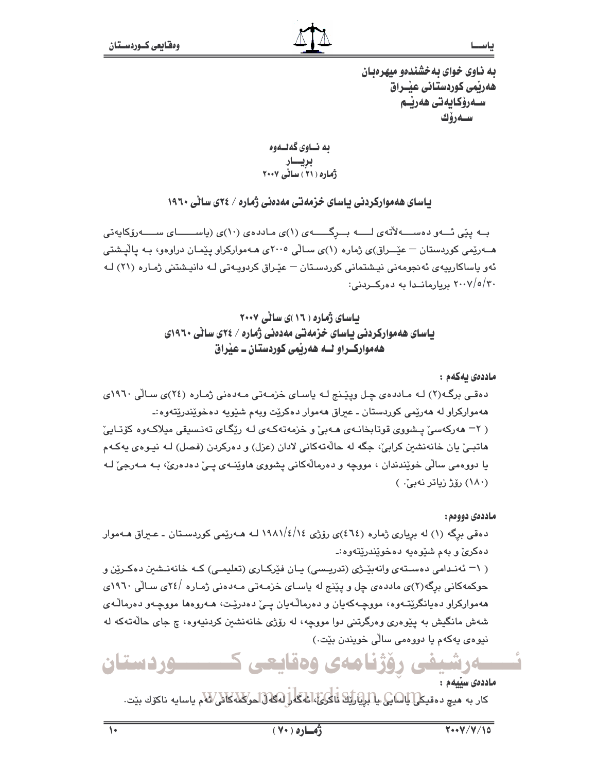به ناوى خواى به‌خشنده‌و میهره‌بان
هه‌رێمی كوردستانی عێـراق
سـه‌رۆكایه‌تی هه‌رێـم
سـه‌رۆك

به نـاوی گه‌لــه‌وه
بڕیـــار
ژماره (٢١) سالّی ٢٠٠٧

### یاسای هه‌مواركردنی یاسای خزمه‌تی مه‌ده‌نی ژماره / ٢٤ی سالّی ١٩٦٠

بـه پێی ئــه‌و ده‌ســـه‌لاّته‌ی لـــه بـــڕگـــه‌ی (١)ی مـادده‌ی (١٠)ی (یاســـــای ســـــه‌رۆكایه‌تی هــه‌رێمی كوردستان – عێــراق)ی ژماره (١)ی سـالّی ٢٠٠٥ی هـه‌مواركراو پێمـان دراوه‌و، بـه پالّپشتی ئه‌و یاساكارییه‌ی ئه‌نجومه‌نی نیشتمانی كوردسـتان – عێراق كردویـه‌تی لـه دانیـشتنی ژمـاره (٢١) لـه ٢٠٠٧/٥/٣٠ بڕیارمانــدا به ده‌ركــردنی:

### یاسای ژماره (١٦)ی سالّی ٢٠٠٧
### یاسای هه‌مواركردنی یاسای خزمه‌تی مه‌ده‌نی ژماره / ٢٤ی سالّی ١٩٦٠ی هه‌مواركــراو لــه هه‌رێمی كوردستان ـ عێراق

**مادده‌ی یه‌كه‌م :**

ده‌قـی برگـه‌(٢) لـه مـادده‌ی چـل وپێـنج لـه یاسـای خزمـه‌تی مـه‌ده‌نی ژمـاره (٢٤)ی سـالّی ١٩٦٠ی هه‌مواركراو له هه‌رێمی كوردستان ـ عیراق هه‌موار ده‌كرێت وبه‌م شێویه ده‌خوێندرێته‌وه:ـ

( ٢– هه‌ركه‌سێ پـشووی قوتابخانـه‌ی هـه‌بێ و خزمه‌ته‌كـه‌ی لـه رێگـای ته‌نـسیقی میلاكـه‌وه كۆتـایێ هاتبـێ یان خانه‌نشین كرابێ، جگه له حالّه‌ته‌كانی لادان (عزل) و ده‌ركردن (فصل) لـه نیـوه‌ی یه‌كـه‌م یا دووه‌می سالّی خوێندندان ، مووچه و ده‌رمالّه‌كانی پشووی هاوێنــه‌ی پـێ ده‌ده‌رێ، بـه مـه‌رجێ لـه (١٨٠) رۆژ زیاتر نه‌بێ. )

**مادده‌ی دووه‌م :**

ده‌قی برگه (١) له بڕیاری ژماره (٤٦٤)ی رۆژی ١٩٨١/٤/١٤ لـه هـه‌رێمی كوردسـتان ـ عـیراق هـه‌موار ده‌كرێ و به‌م شێوه‌یه ده‌خوێندرێته‌وه:ـ

( ١– ئه‌نـدامی ده‌سـته‌ی وانه‌بێـژی (تدریـسی) یـان فێركـاری (تعلیمـی) كـه خانه‌نـشین ده‌كـرێن و حوكمه‌كانی برگه‌(٢)ی مادده‌ی چل و پێنج له یاسای خزمـه‌تی مـه‌ده‌نی ژمـاره /٢٤ی سـالّی ١٩٦٠ی هه‌مواركراو ده‌یانگرێتـه‌وه، مووچـه‌كه‌یان و ده‌رمالّـه‌یان پـێ ده‌درێـت، هـه‌روه‌ها مووچـه‌و ده‌رمالّـه‌ی شه‌ش مانگیش به پێوه‌ری وه‌رگرتنی دوا مووچه، له رۆژی خانه‌نشین كردنیه‌وه، چ جای حالّه‌ته‌كه له نیوه‌ی یه‌كه‌م یا دووه‌می سالّی خویندن بێت.)

**مادده‌ی سێیه‌م :**

كار به هیچ ده‌قیكی یاسایی یا بڕیارێك ناكرێ، ئه‌گه‌ر له‌گه‌لّ حوكمه‌كانی ئه‌م یاسایه ناكۆك بێت.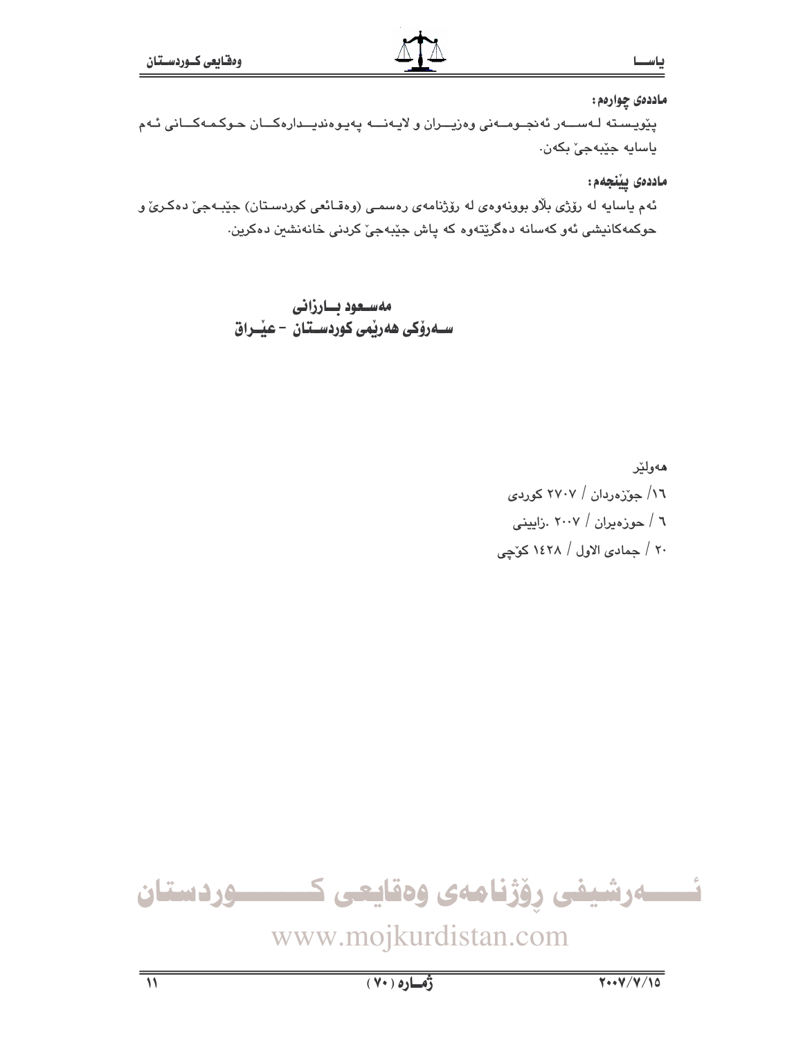**ماددەی چوارەم:**

پێویستە لەسەر ئەنجومەنی وەزیران و لایەنە پەیوەندیدارەکان حوکمەکانی ئەم یاسایە جێبەجێ بکەن.

**ماددەی پێنجەم:**

ئەم یاسایە لە رۆژی بڵاو بوونەوەی لە رۆژنامەی رەسمی (وەقائعی کوردستان) جێبەجێ دەکرێ و حوکمەکانیشی ئەو کەسانە دەگرێتەوە کە پاش جێبەجێ کردنی خانەنشین دەکرین.

**مەسعود بارزانی**
**سەرۆکی هەرێمی کوردستان - عێراق**

هەولێر

١٦/ جۆزەردان / ٢٧٠٧ کوردی

٦ / حوزەیران / ٢٠٠٧ .زایینی

٢٠ / جمادی الاول / ١٤٢٨ کۆچی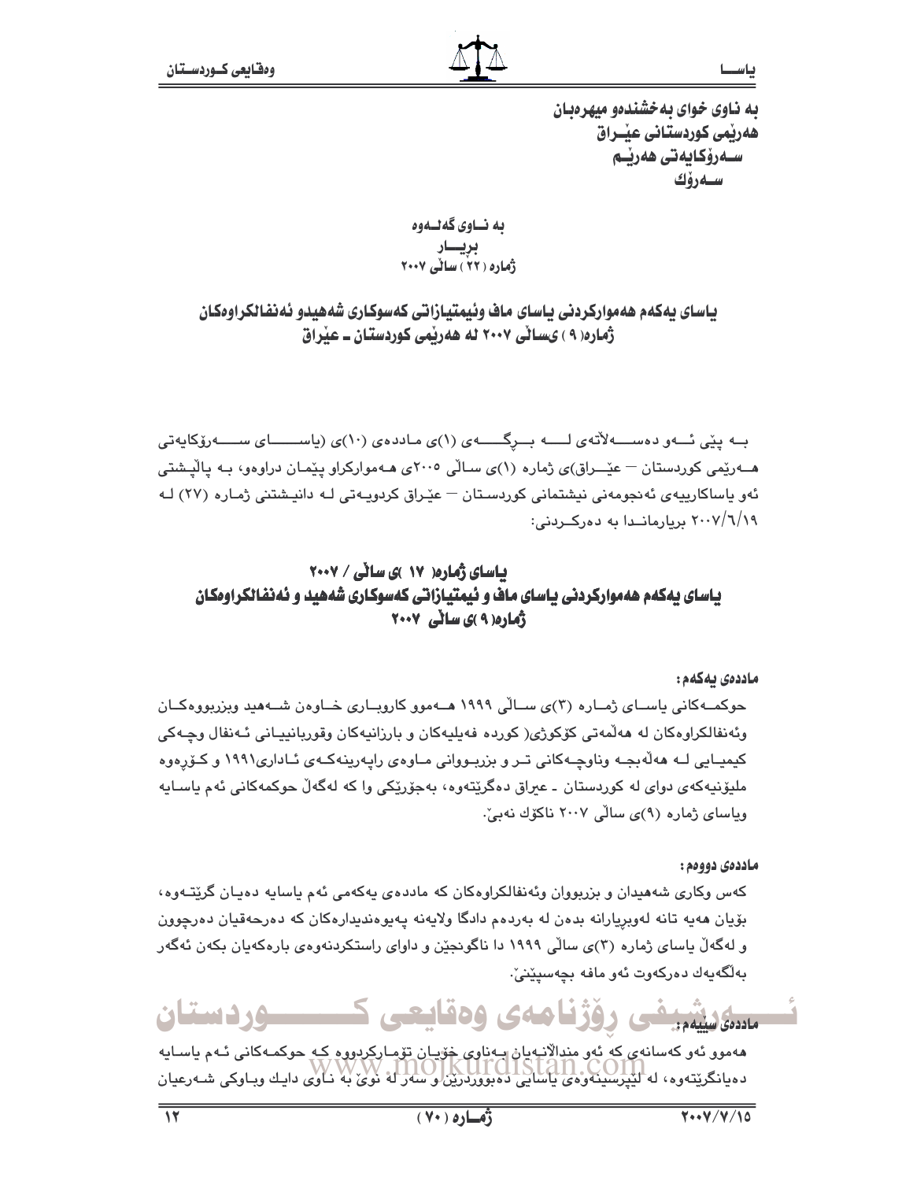به ناوى خواى به‌خشنده‌و میهره‌بان
هه‌رێمی کوردستانی عێراق
سه‌رۆکایه‌تی هه‌رێم
سه‌رۆك

به ناوی گه‌له‌وه
بڕیار
ژماره (٢٢) سالّی ٢٠٠٧

## یاسای یه‌که‌م هه‌موارکردنی یاسای ماف وئیمتیازاتی که‌سوکاری شه‌هیدو ئه‌نفالکراوه‌کان ژماره(٩) یسالّی ٢٠٠٧ له هه‌رێمی کوردستان ـ عێراق

به پێی ئه‌و ده‌سه‌لاّته‌ی له برگه‌ی (١)ی مادده‌ی (١٠)ی (یاسای سه‌رۆکایه‌تی هه‌رێمی کوردستان – عێراق)ی ژماره (١)ی سالّی ٢٠٠٥ی هه‌موارکراو پێمان دراوه‌و، به پالّپشتی ئه‌و یاساکارییه‌ی ئه‌نجومه‌نی نیشتمانی کوردستان – عێراق کردویه‌تی له دانیشتنی ژماره (٢٧) له ٢٠٠٧/٦/١٩ بریارماندا به ده‌رکردنی:

## یاسای ژماره( ١٧ )ی سالّی / ٢٠٠٧
## یاسای یه‌که‌م هه‌موارکردنی یاسای ماف و ئیمتیازاتی که‌سوکاری شه‌هید و ئه‌نفالکراوه‌کان ژماره( ٩ )ی سالّی ٢٠٠٧

**مادده‌ی یه‌که‌م:**

حوکمه‌کانی یاسای ژماره (٣)ی سالّی ١٩٩٩ هه‌موو کاروباری خاوه‌ن شه‌هید وبزربووه‌کان وئه‌نفالکراوه‌کان له هه‌لّمه‌تی کۆکوژی( کورده فه‌یلیه‌کان و بارزانیه‌کان وقوربانییانی ئه‌نفال وچه‌کی کیمیایی له هه‌لّه‌بجه وناوچه‌کانی تر و بزربووانی ماوه‌ی راپه‌رینه‌که‌ی ئاداری١٩٩١ و کۆڕه‌وه ملیۆنیه‌که‌ی دوای له کوردستان ـ عیراق ده‌گرێته‌وه، به‌جۆرێکی وا که له‌گه‌لّ حوکمه‌کانی ئه‌م یاسایه ویاسای ژماره (٩)ی سالّی ٢٠٠٧ ناکۆك نه‌بیّ.

**مادده‌ی دووه‌م:**

که‌س وکاری شه‌هیدان و بزربووان وئه‌نفالکراوه‌کان که مادده‌ی یه‌که‌می ئه‌م یاسایه ده‌یان گرێته‌وه، بۆیان هه‌یه تانه له‌وبریارانه بده‌ن له به‌رده‌م دادگا ولایه‌نه په‌یوه‌ندیداره‌کان که ده‌رحه‌قیان ده‌رچوون و له‌گه‌لّ یاسای ژماره (٣)ی سالّی ١٩٩٩ دا ناگونجێن و داوای راستکردنه‌وه‌ی باره‌که‌یان بکه‌ن ئه‌گه‌ر به‌لگه‌یه‌ك ده‌رکه‌وت ئه‌و مافه بچه‌سپێنیّ.

**مادده‌ی سێیه‌م:**

هه‌موو ئه‌و که‌سانه‌ی که ئه‌و مندالاّنه‌یان به‌ناوی خۆیان تۆمارکردووه که حوکمه‌کانی ئه‌م یاسایه ده‌یانگرێته‌وه، له لێپرسینه‌وه‌ی یاسایی ده‌بووردرێن و سه‌ر له نوێ به ناوی دایك وباوکی شه‌رعیان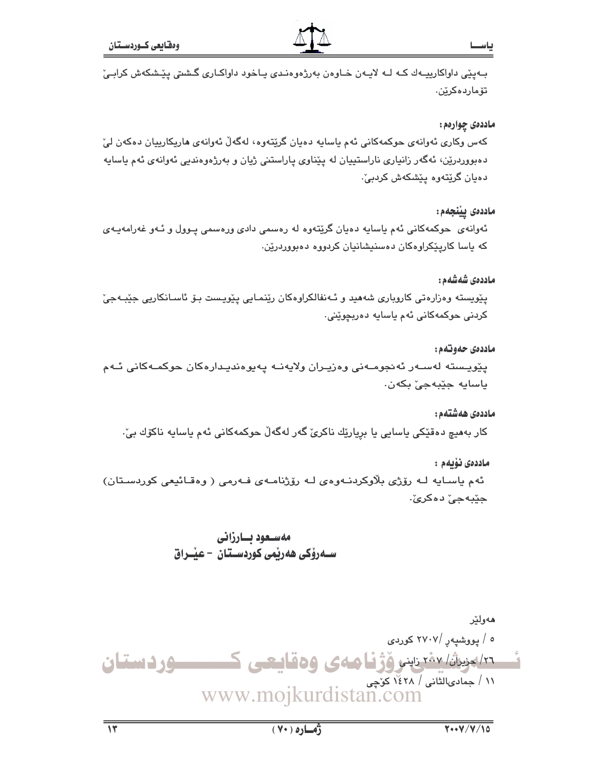بەپێی داواکارییەك کە لە لایەن خاوەن بەرژەوەندی یاخود داواکاری گشتی پێشکەش کرابێ تۆماردەکرێن.

**ماددەی چوارەم:**

کەس وکاری ئەوانەی حوکمەکانی ئەم یاسایە دەیان گرێتەوە، لەگەڵ ئەوانەی هاریکارییان دەکەن لێ دەبووردرێن، ئەگەر زانیاری ناراستییان لە پێناوی پاراستنی ژیان و بەرژەوەندیی ئەوانەی ئەم یاسایە دەیان گرێتەوە پێشکەش کردبێ.

**ماددەی پێنجەم:**

ئەوانەی حوکمەکانی ئەم یاسایە دەیان گرێتەوە لە رەسمی دادی ورەسمی پوول و ئەو غەرامەیەی کە یاسا کارپێکراوەکان دەسنیشانیان کردووە دەبووردرێن.

**ماددەی شەشەم:**

پێویستە وەزارەتی کاروباری شەهید و ئەنفالکراوەکان رێنمایی پێویست بۆ ئاسانکاریی جێبەجێ کردنی حوکمەکانی ئەم یاسایە دەربچوێنێ.

**ماددەی حەوتەم:**

پێویستە لەسەر ئەنجومەنی وەزیران ولایەنە پەیوەندیدارەکان حوکمەکانی ئەم یاسایە جێبەجێ بکەن.

**ماددەی هەشتەم:**

کار بەهیچ دەقێکی یاسایی یا بڕیارێك ناکرێ گەر لەگەڵ حوکمەکانی ئەم یاسایە ناکۆك بێ.

**ماددەی نۆیەم :**

ئەم یاسایە لە رۆژی بلاوکردنەوەی لە رۆژنامەی فەرمی ( وەقائیعی کوردستان) جێبەجێ دەکرێ.

**مەسعود بارزانی**
**سەرۆکی هەرێمی کوردستان - عێراق**

هەولێر
٥ / پووشپەڕ /٢٧٠٧ کوردی
٢٦/ حزیران/ ٢٠٠٧ زاینی
١١ / جمادیالثانی / ١٤٢٨ کۆچی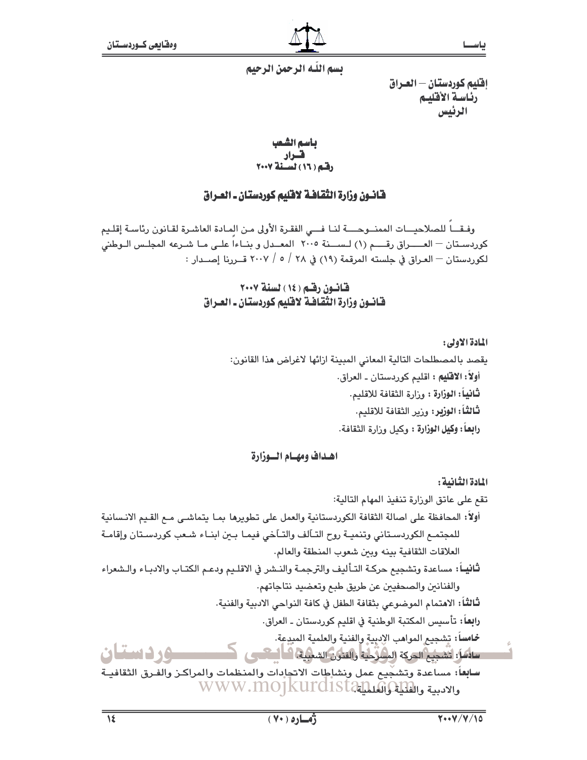بسم اللّه الرحمن الرحيم

إقليم كوردستان – العـراق
رئاسـة الأقليـم
الرئيس

باسم الشعب
قـرار
رقـم ( ١٦ ) لسـنـة ٢٠٠٧

## قانـون وزارة الثقافـة لاقليم كوردستان ـ العـراق

وفـقــاً للصلاحيــات الممنــوحـــة لنـا فـــي الفقـرة الأولى مـن المـادة العاشـرة لقـانون رئاسـة إقلـيم كوردسـتان – العــــراق رقـــم (١) لســـنة ٢٠٠٥ المعـدل و بنـاءاً علـى مـا شـرعه المجلـس الـوطني لكوردستان – العـراق في جلسته المرقمة (١٩) في ٢٨ / ٥ / ٢٠٠٧ قـررنا إصــدار :

## قـانـون رقـم ( ١٤ ) لسنة ٢٠٠٧
## قانـون وزارة الثقافـة لاقليم كوردستان ـ العـراق

**المادة الاولى:**

يقصد بالمصطلحات التالية المعاني المبينة ازائها لاغراض هذا القانون:

**أولاً: الاقليم** : اقليم كوردستان ـ العراق.

**ثانياً: الوزارة** : وزارة الثقافة للاقليم.

**ثالثاً: الوزير**: وزير الثقافة للاقليم.

**رابعاً: وكيل الوزارة** : وكيل وزارة الثقافة.

### اهـداف ومهـام الـــوزارة

**المادة الثانية:**

تقع على عاتق الوزارة تنفيذ المهام التالية:

**أولاً:** المحافظة على اصالة الثقافة الكوردستانية والعمل على تطويرها بمـا يتماشـى مـع القـيم الانسانية للمجتمـع الكوردسـتاني وتنميـة روح التـآلف والتـآخي فيمـا بـين ابنـاء شـعب كوردسـتان وإقامـة العلاقات الثقافية بينه وبين شعوب المنطقة والعالم.

**ثانيـاً:** مساعدة وتشجيع حركـة التـأليف والترجمـة والنـشر في الاقلـيم ودعـم الكتـاب والادبـاء والـشعراء والفنانين والصحفيين عن طريق طبع وتعضيد نتاجاتهم.

**ثالثاً:** الاهتمام الموضوعي بثقافة الطفل في كافة النواحي الادبية والفنية.

**رابعاً:** تأسيس المكتبة الوطنية في اقليم كوردستان ـ العراق.

**خامساً:** تشجيع المواهب الادبية والفنية والعلمية المبدعة.

**سادساً:** تشجيع الحركة المسرحية والفنون الشعبية.

**سابعاً:** مساعدة وتشجيع عمل ونشاطات الاتحادات والمنظمات والمراكـز والفـرق الثقافيـة والادبية والفنية والعلمية.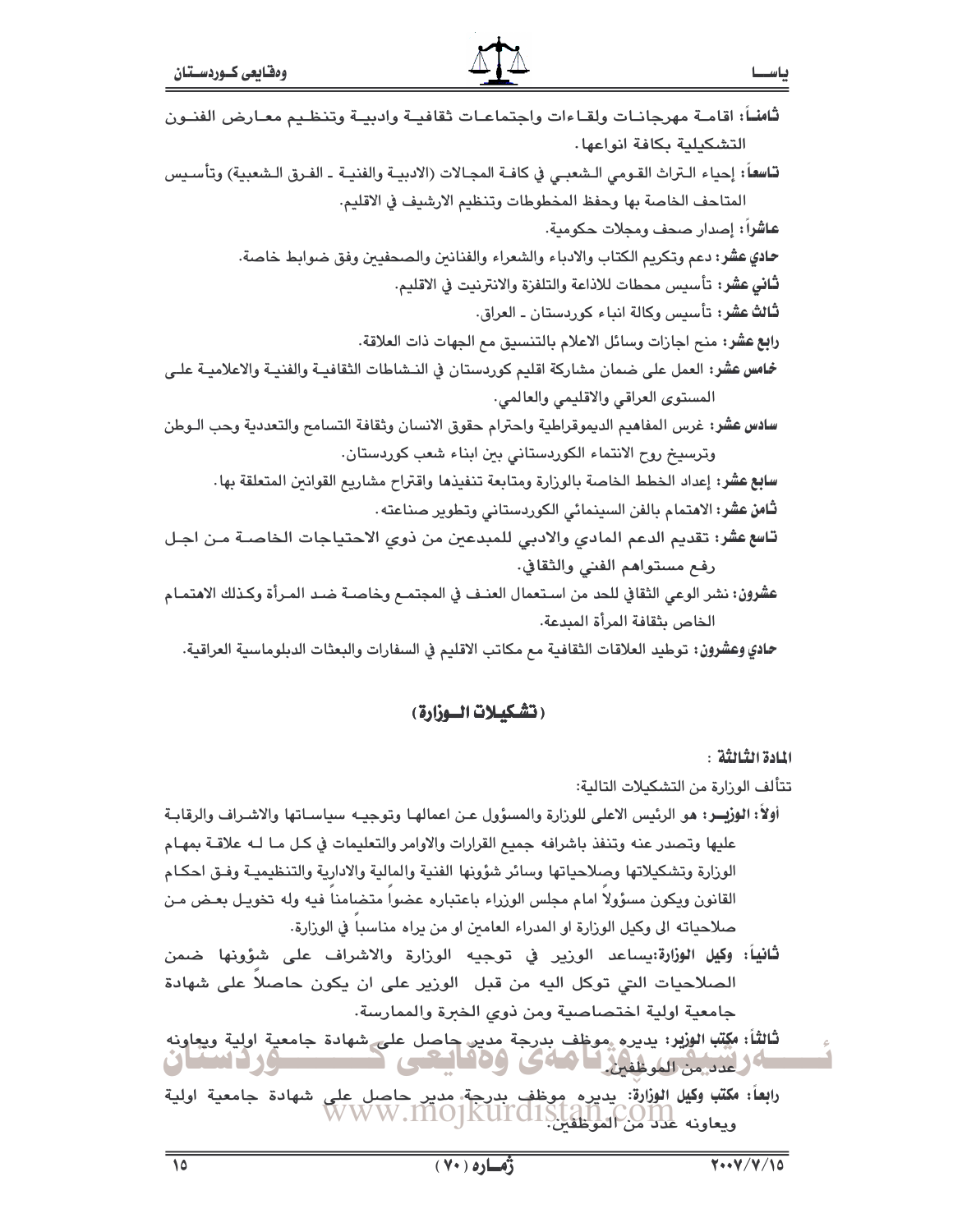**ثامناً:** اقامة مهرجانات ولقاءات واجتماعات ثقافية وادبية وتنظيم معارض الفنون التشكيلية بكافة انواعها.

**تاسعاً:** إحياء التراث القومي الشعبي في كافة المجالات (الادبية والفنية ـ الفرق الشعبية) وتأسيس المتاحف الخاصة بها وحفظ المخطوطات وتنظيم الارشيف في الاقليم.

**عاشراً:** إصدار صحف ومجلات حكومية.

**حادي عشر:** دعم وتكريم الكتاب والادباء والشعراء والفنانين والصحفيين وفق ضوابط خاصة.

**ثاني عشر:** تأسيس محطات للاذاعة والتلفزة والانترنيت في الاقليم.

**ثالث عشر:** تأسيس وكالة انباء كوردستان ـ العراق.

**رابع عشر:** منح اجازات وسائل الاعلام بالتنسيق مع الجهات ذات العلاقة.

**خامس عشر:** العمل على ضمان مشاركة اقليم كوردستان في النشاطات الثقافية والفنية والاعلامية على المستوى العراقي والاقليمي والعالمي.

**سادس عشر:** غرس المفاهيم الديموقراطية واحترام حقوق الانسان وثقافة التسامح والتعددية وحب الوطن وترسيخ روح الانتماء الكوردستاني بين ابناء شعب كوردستان.

**سابع عشر:** إعداد الخطط الخاصة بالوزارة ومتابعة تنفيذها واقتراح مشاريع القوانين المتعلقة بها.

**ثامن عشر:** الاهتمام بالفن السينمائي الكوردستاني وتطوير صناعته.

**تاسع عشر:** تقديم الدعم المادي والادبي للمبدعين من ذوي الاحتياجات الخاصة من اجل رفع مستواهم الفني والثقافي.

**عشرون:** نشر الوعي الثقافي للحد من استعمال العنف في المجتمع وخاصة ضد المرأة وكذلك الاهتمام الخاص بثقافة المرأة المبدعة.

**حادي وعشرون:** توطيد العلاقات الثقافية مع مكاتب الاقليم في السفارات والبعثات الدبلوماسية العراقية.

## (تشكيلات الوزارة)

**المادة الثالثة :**

تتألف الوزارة من التشكيلات التالية:

**أولاً: الوزير:** هو الرئيس الاعلى للوزارة والمسؤول عن اعمالها وتوجيه سياساتها والاشراف والرقابة عليها وتصدر عنه وتنفذ باشرافه جميع القرارات والاوامر والتعليمات في كل ما له علاقة بمهام الوزارة وتشكيلاتها وصلاحياتها وسائر شؤونها الفنية والمالية والادارية والتنظيمية وفق احكام القانون ويكون مسؤولاً امام مجلس الوزراء باعتباره عضواً متضامناً فيه وله تخويل بعض من صلاحياته الى وكيل الوزارة او المدراء العامين او من يراه مناسباً في الوزارة.

**ثانياً: وكيل الوزارة:** يساعد الوزير في توجيه الوزارة والاشراف على شؤونها ضمن الصلاحيات التي توكل اليه من قبل الوزير على ان يكون حاصلاً على شهادة جامعية اولية اختصاصية ومن ذوي الخبرة والممارسة.

**ثالثاً: مكتب الوزير:** يديره موظف بدرجة مدير حاصل على شهادة جامعية اولية ويعاونه عدد من الموظفين.

**رابعاً: مكتب وكيل الوزارة:** يديره موظف بدرجة مدير حاصل على شهادة جامعية اولية ويعاونه عدد من الموظفين.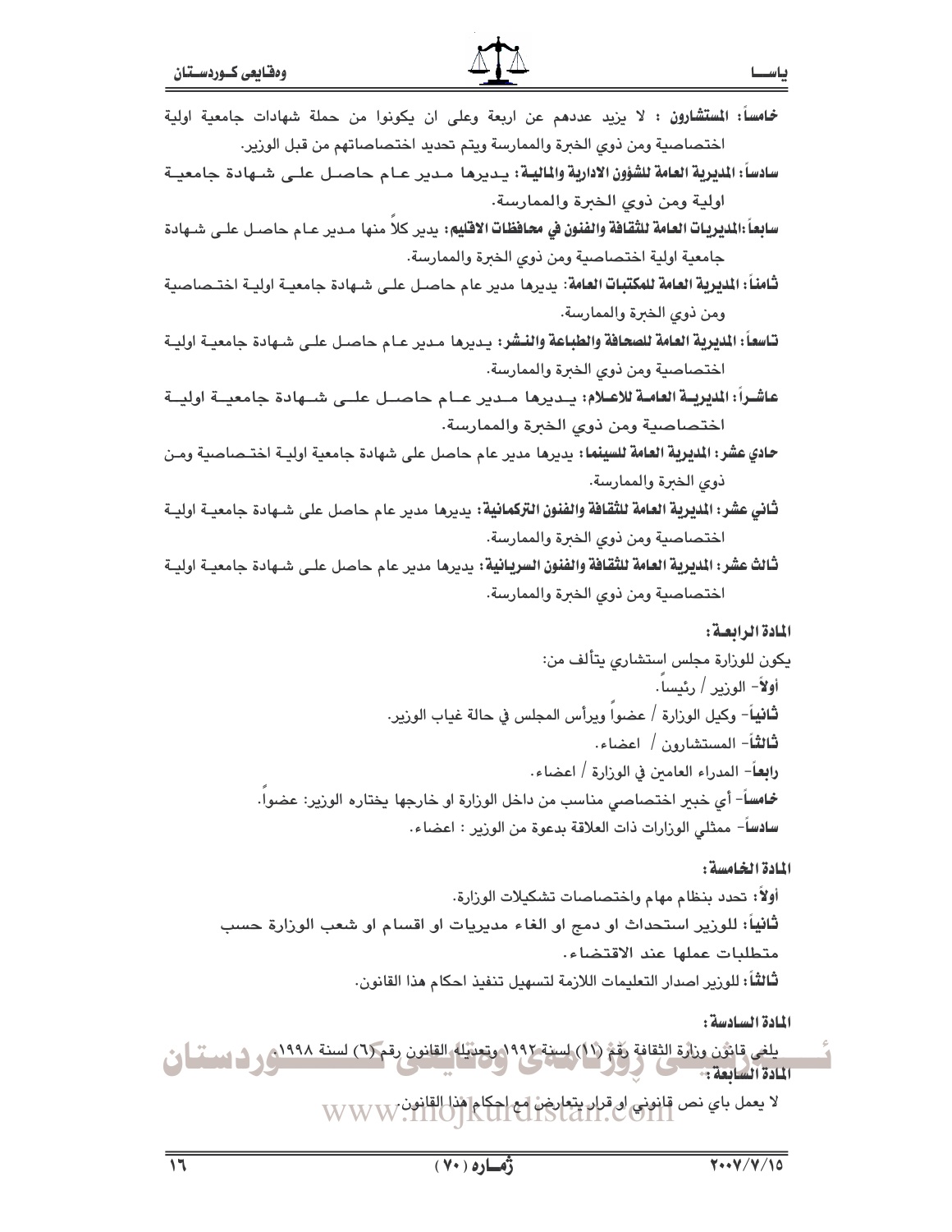**خامساً: المستشارون** : لا يزيد عددهم عن اربعة وعلى ان يكونوا من حملة شهادات جامعية اولية اختصاصية ومن ذوي الخبرة والممارسة ويتم تحديد اختصاصاتهم من قبل الوزير.

**سادساً: المديرية العامة للشؤون الادارية والمالية**: يديرها مدير عام حاصل على شهادة جامعية اولية ومن ذوي الخبرة والممارسة.

**سابعاً: المديريات العامة للثقافة والفنون في محافظات الاقليم**: يدير كلاً منها مدير عام حاصل على شهادة جامعية اولية اختصاصية ومن ذوي الخبرة والممارسة.

**ثامناً: المديرية العامة للمكتبات العامة**: يديرها مدير عام حاصل على شهادة جامعية اولية اختصاصية ومن ذوي الخبرة والممارسة.

**تاسعاً: المديرية العامة للصحافة والطباعة والنشر**: يديرها مدير عام حاصل على شهادة جامعية اولية اختصاصية ومن ذوي الخبرة والممارسة.

**عاشراً: المديرية العامة للاعلام**: يديرها مدير عام حاصل على شهادة جامعية اولية اختصاصية ومن ذوي الخبرة والممارسة.

**حادي عشر: المديرية العامة للسينما**: يديرها مدير عام حاصل على شهادة جامعية اولية اختصاصية ومن ذوي الخبرة والممارسة.

**ثاني عشر: المديرية العامة للثقافة والفنون التركمانية**: يديرها مدير عام حاصل على شهادة جامعية اولية اختصاصية ومن ذوي الخبرة والممارسة.

**ثالث عشر: المديرية العامة للثقافة والفنون السريانية**: يديرها مدير عام حاصل على شهادة جامعية اولية اختصاصية ومن ذوي الخبرة والممارسة.

**المادة الرابعة:**

يكون للوزارة مجلس استشاري يتألف من:

**أولاً**- الوزير / رئيساً.

**ثانياً**- وكيل الوزارة / عضواً ويرأس المجلس في حالة غياب الوزير.

**ثالثاً**- المستشارون / اعضاء.

**رابعاً**- المدراء العامين في الوزارة / اعضاء.

**خامساً**- أي خبير اختصاصي مناسب من داخل الوزارة او خارجها يختاره الوزير: عضواً.

**سادساً**- ممثلي الوزارات ذات العلاقة بدعوة من الوزير : اعضاء.

**المادة الخامسة:**

**أولاً**: تحدد بنظام مهام واختصاصات تشكيلات الوزارة.

**ثانياً**: للوزير استحداث او دمج او الغاء مديريات او اقسام او شعب الوزارة حسب متطلبات عملها عند الاقتضاء.

**ثالثاً**: للوزير اصدار التعليمات اللازمة لتسهيل تنفيذ احكام هذا القانون.

**المادة السادسة:**

يلغى قانون وزارة الثقافة رقم (١١) لسنة ١٩٩٢ وتعديله القانون رقم (٦) لسنة ١٩٩٨.

**المادة السابعة:**

لا يعمل باي نص قانوني او قرار يتعارض مع احكام هذا القانون.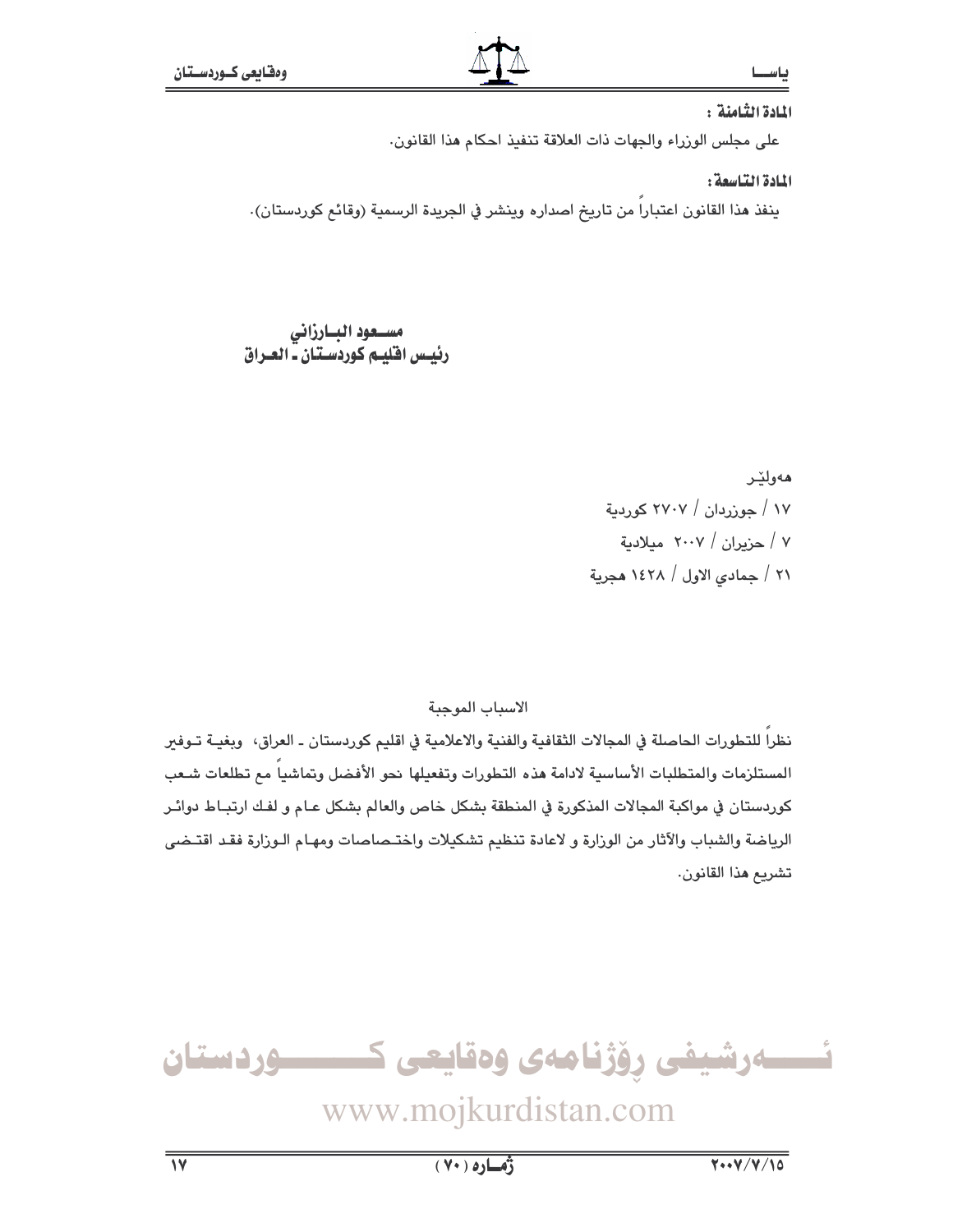**المادة الثامنة :**

على مجلس الوزراء والجهات ذات العلاقة تنفيذ احكام هذا القانون.

**المادة التاسعة:**

ينفذ هذا القانون اعتباراً من تاريخ اصداره وينشر في الجريدة الرسمية (وقائع كوردستان).

**مسعود البارزاني**
**رئيس اقليم كوردستان ـ العراق**

هەولێر
١٧ / جوزردان / ٢٧٠٧ كوردية
٧ / حزيران / ٢٠٠٧ ميلادية
٢١ / جمادي الاول / ١٤٢٨ هجرية

الاسباب الموجبة

نظراً للتطورات الحاصلة في المجالات الثقافية والفنية والاعلامية في اقليم كوردستان ـ العراق، وبغية توفير المستلزمات والمتطلبات الأساسية لادامة هذه التطورات وتفعيلها نحو الأفضل وتماشياً مع تطلعات شعب كوردستان في مواكبة المجالات المذكورة في المنطقة بشكل خاص والعالم بشكل عام و لفك ارتباط دوائر الرياضة والشباب والآثار من الوزارة و لاعادة تنظيم تشكيلات واختصاصات ومهام الوزارة فقد اقتضى تشريع هذا القانون.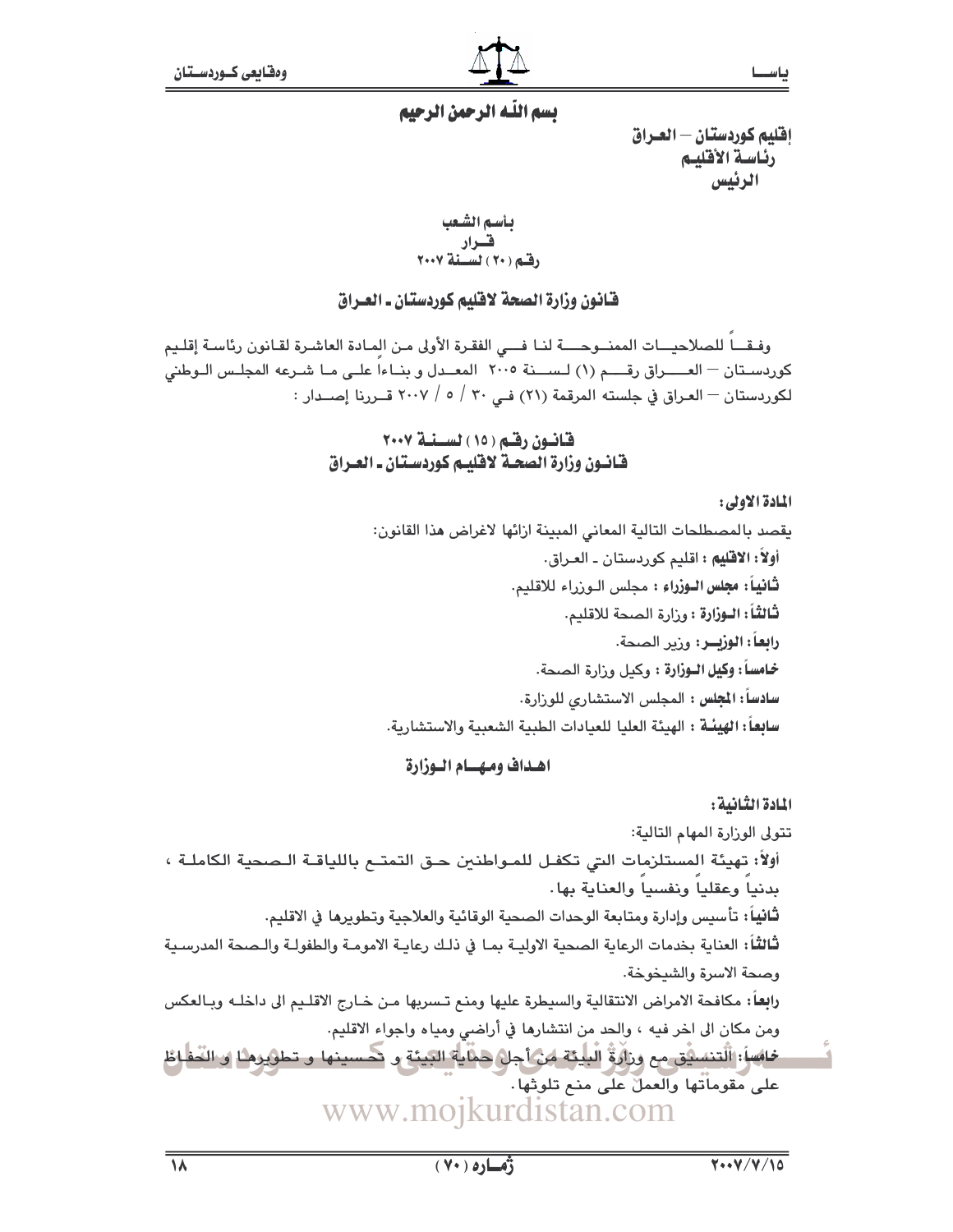بسم الله الرحمن الرحيم

إقليم كوردستان – العراق
رئاسة الأقليم
الرئيس

باسم الشعب
قرار
رقم (٢٠) لسنة ٢٠٠٧

## قانون وزارة الصحة لاقليم كوردستان ـ العراق

وفقاً للصلاحيات الممنوحة لنا في الفقرة الأولى من المادة العاشرة لقانون رئاسة إقليم كوردستان – العراق رقم (١) لسنة ٢٠٠٥ المعدل و بناءاً على ما شرعه المجلس الوطني لكوردستان – العراق في جلسته المرقمة (٢١) في ٣٠ / ٥ / ٢٠٠٧ قررنا إصدار :

## قانون رقم (١٥) لسنة ٢٠٠٧
## قانون وزارة الصحة لاقليم كوردستان ـ العراق

**المادة الاولى:**

يقصد بالمصطلحات التالية المعاني المبينة ازائها لاغراض هذا القانون:

**أولاً: الاقليم** : اقليم كوردستان ـ العراق.

**ثانياً: مجلس الوزراء** : مجلس الوزراء للاقليم.

**ثالثاً: الوزارة** : وزارة الصحة للاقليم.

**رابعاً: الوزير**: وزير الصحة.

**خامساً: وكيل الوزارة** : وكيل وزارة الصحة.

**سادساً: المجلس** : المجلس الاستشاري للوزارة.

**سابعاً: الهيئة** : الهيئة العليا للعيادات الطبية الشعبية والاستشارية.

### اهداف ومهام الوزارة

**المادة الثانية:**

تتولى الوزارة المهام التالية:

**أولاً**: تهيئة المستلزمات التي تكفل للمواطنين حق التمتع باللياقة الصحية الكاملة ، بدنياً وعقلياً ونفسياً والعناية بها.

**ثانياً**: تأسيس وإدارة ومتابعة الوحدات الصحية الوقائية والعلاجية وتطويرها في الاقليم.

**ثالثاً**: العناية بخدمات الرعاية الصحية الاولية بما في ذلك رعاية الامومة والطفولة والصحة المدرسية وصحة الاسرة والشيخوخة.

**رابعاً**: مكافحة الامراض الانتقالية والسيطرة عليها ومنع تسربها من خارج الاقليم الى داخله وبالعكس ومن مكان الى اخر فيه ، والحد من انتشارها في أراضي ومياه واجواء الاقليم.

**خامساً**: التنسيق مع وزارة البيئة من أجل حماية البيئة و تحسينها و تطويرها و الحفاظ على مقوماتها والعمل على منع تلوثها.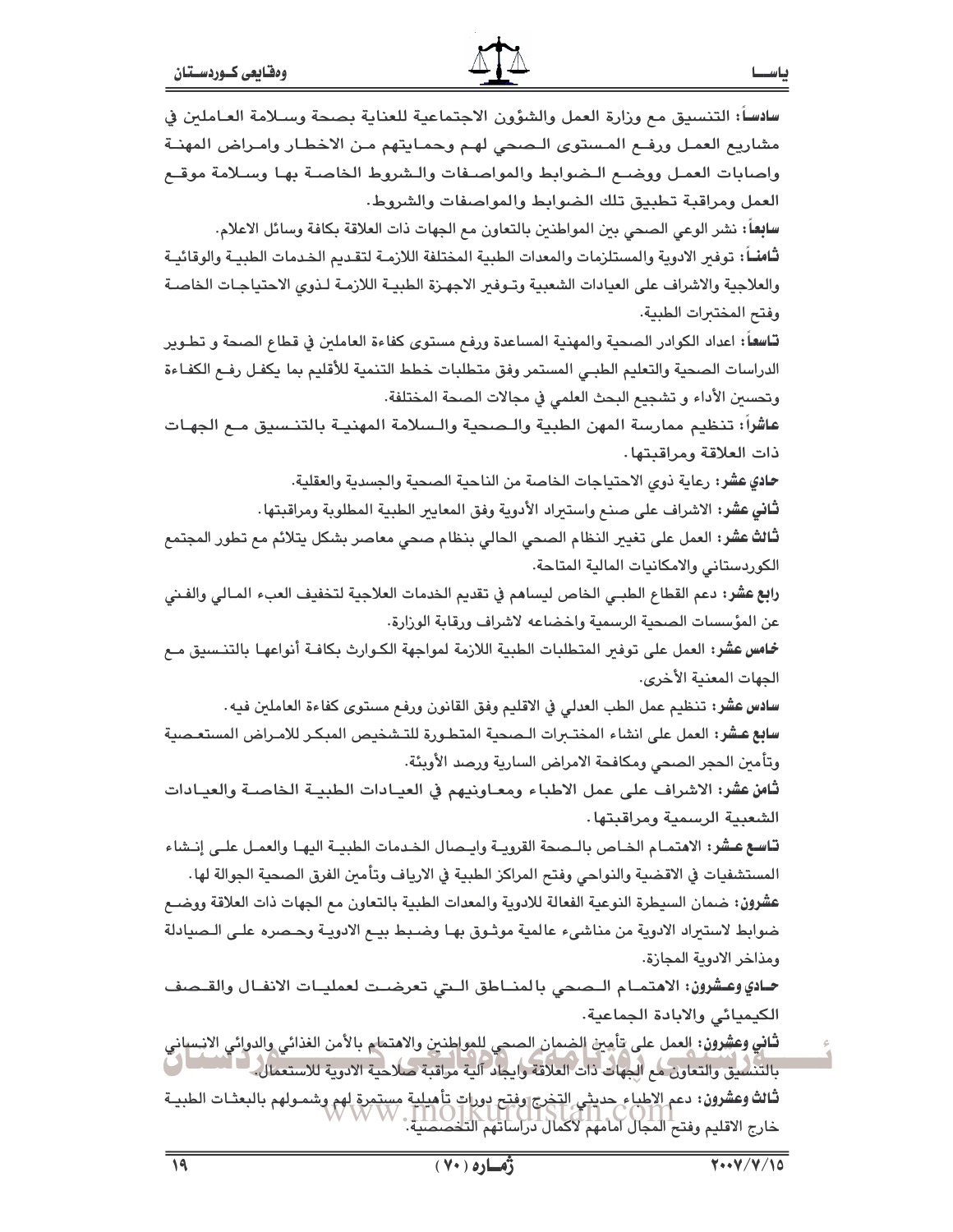**سادساً:** التنسيق مع وزارة العمل والشؤون الاجتماعية للعناية بصحة وسلامة العاملين في مشاريع العمل ورفع المستوى الصحي لهم وحمايتهم من الاخطار وامراض المهنة واصابات العمل ووضع الضوابط والمواصفات والشروط الخاصة بها وسلامة موقع العمل ومراقبة تطبيق تلك الضوابط والمواصفات والشروط.

**سابعاً:** نشر الوعي الصحي بين المواطنين بالتعاون مع الجهات ذات العلاقة بكافة وسائل الاعلام.

**ثامناً:** توفير الادوية والمستلزمات والمعدات الطبية المختلفة اللازمة لتقديم الخدمات الطبية والوقائية والعلاجية والاشراف على العيادات الشعبية وتوفير الاجهزة الطبية اللازمة لذوي الاحتياجات الخاصة وفتح المختبرات الطبية.

**تاسعاً:** اعداد الكوادر الصحية والمهنية المساعدة ورفع مستوى كفاءة العاملين في قطاع الصحة و تطوير الدراسات الصحية والتعليم الطبي المستمر وفق متطلبات خطط التنمية للأقليم بما يكفل رفع الكفاءة وتحسين الأداء و تشجيع البحث العلمي في مجالات الصحة المختلفة.

**عاشراً:** تنظيم ممارسة المهن الطبية والصحية والسلامة المهنية بالتنسيق مع الجهات ذات العلاقة ومراقبتها.

**حادي عشر:** رعاية ذوي الاحتياجات الخاصة من الناحية الصحية والجسدية والعقلية.

**ثاني عشر:** الاشراف على صنع واستيراد الأدوية وفق المعايير الطبية المطلوبة ومراقبتها.

**ثالث عشر:** العمل على تغيير النظام الصحي الحالي بنظام صحي معاصر بشكل يتلائم مع تطور المجتمع الكوردستاني والامكانيات المالية المتاحة.

**رابع عشر:** دعم القطاع الطبي الخاص ليساهم في تقديم الخدمات العلاجية لتخفيف العبء المالي والفني عن المؤسسات الصحية الرسمية واخضاعه لاشراف ورقابة الوزارة.

**خامس عشر:** العمل على توفير المتطلبات الطبية اللازمة لمواجهة الكوارث بكافة أنواعها بالتنسيق مع الجهات المعنية الأخرى.

**سادس عشر:** تنظيم عمل الطب العدلي في الاقليم وفق القانون ورفع مستوى كفاءة العاملين فيه.

**سابع عشر:** العمل على انشاء المختبرات الصحية المتطورة للتشخيص المبكر للامراض المستعصية وتأمين الحجر الصحي ومكافحة الامراض السارية ورصد الأوبئة.

**ثامن عشر:** الاشراف على عمل الاطباء ومعاونيهم في العيادات الطبية الخاصة والعيادات الشعبية الرسمية ومراقبتها.

**تاسع عشر:** الاهتمام الخاص بالصحة القروية وايصال الخدمات الطبية اليها والعمل على إنشاء المستشفيات في الاقضية والنواحي وفتح المراكز الطبية في الارياف وتأمين الفرق الصحية الجوالة لها.

**عشرون:** ضمان السيطرة النوعية الفعالة للادوية والمعدات الطبية بالتعاون مع الجهات ذات العلاقة ووضع ضوابط لاستيراد الادوية من مناشيء عالمية موثوق بها وضبط بيع الادوية وحصره على الصيادلة ومذاخر الادوية المجازة.

**حادي وعشرون:** الاهتمام الصحي بالمناطق التي تعرضت لعمليات الانفال والقصف الكيميائي والابادة الجماعية.

**ثاني وعشرون:** العمل على تأمين الضمان الصحي للمواطنين والاهتمام بالأمن الغذائي والدوائي الانساني بالتنسيق والتعاون مع الجهات ذات العلاقة وايجاد آلية مراقبة صلاحية الادوية للاستعمال.

**ثالث وعشرون:** دعم الاطباء حديثي التخرج وفتح دورات تأهيلية مستمرة لهم وشمولهم بالبعثات الطبية خارج الاقليم وفتح المجال امامهم لاكمال دراساتهم التخصصية.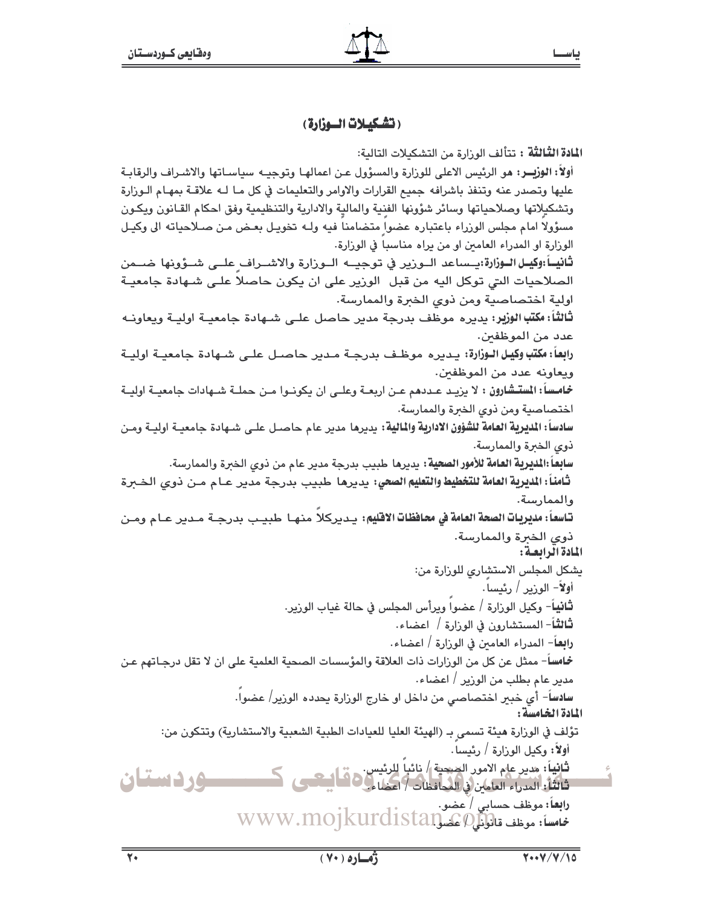## (تشكيلات الـوزارة)

**المادة الثالثة :** تتألف الوزارة من التشكيلات التالية:

**أولاً: الوزيــر:** هو الرئيس الاعلى للوزارة والمسؤول عـن اعمالهـا وتوجيـه سياسـاتها والاشـراف والرقابـة عليها وتصدر عنه وتنفذ باشرافه جميع القرارات والاوامر والتعليمات في كل مـا لـه علاقـة بمهـام الـوزارة وتشكيلاتها وصلاحياتها وسائر شؤونها الفنية والمالية والادارية والتنظيمية وفق احكام القـانون ويكـون مسؤولاً امام مجلس الوزراء باعتباره عضواً متضامناً فيه ولـه تخويـل بعـض مـن صـلاحياته الى وكيـل الوزارة او المدراء العامين او من يراه مناسباً في الوزارة.

**ثانيـاً: وكيـل الـوزارة:** يـساعد الـوزير في توجيــه الـوزارة والاشـراف علـى شـؤونها ضـمن الصلاحيات التي توكل اليه من قبل الوزير على ان يكون حاصلاً علـى شـهادة جامعيـة اولية اختصاصية ومن ذوي الخبرة والممارسة.

**ثالثاً: مكتب الوزير:** يديره موظف بدرجة مدير حاصل علـى شـهادة جامعيـة اوليـة ويعاونـه عدد من الموظفين.

**رابعاً: مكتب وكيل الـوزارة:** يـديره موظـف بدرجـة مـدير حاصـل علـى شـهادة جامعيـة اوليـة ويعاونه عدد من الموظفين.

**خامساً: المستـشارون :** لا يزيـد عـددهم عـن اربعـة وعلـى ان يكونـوا مـن حملـة شـهادات جامعيـة اوليـة اختصاصية ومن ذوي الخبرة والممارسة.

**سادساً: المديرية العامة للشؤون الادارية والمالية:** يديرها مدير عام حاصـل علـى شـهادة جامعيـة اوليـة ومـن ذوي الخبرة والممارسة.

**سابعاً: المديرية العامة للأمور الصحية:** يديرها طبيب بدرجة مدير عام من ذوي الخبرة والممارسة.

**ثامناً: المديرية العامة للتخطيط والتعليم الصحي:** يديرها طبيب بدرجة مدير عـام مـن ذوي الخـبرة والممارسة.

**تاسعاً: مديريات الصحة العامة في محافظات الاقليم:** يـديركلاً منهـا طبيـب بدرجـة مـدير عـام ومـن ذوي الخبرة والممارسة.

**المادة الرابعة:**

يشكل المجلس الاستشاري للوزارة من:

**أولاً**- الوزير / رئيساً.

**ثانياً**- وكيل الوزارة / عضواً ويرأس المجلس في حالة غياب الوزير.

**ثالثاً**- المستشارون في الوزارة / اعضاء.

**رابعاً**- المدراء العامين في الوزارة / اعضاء.

**خامساً**- ممثل عن كل من الوزارات ذات العلاقة والمؤسسات الصحية العلمية على ان لا تقل درجـاتهم عـن مدير عام بطلب من الوزير / اعضاء.

**سادساً**- أي خبير اختصاصي من داخل او خارج الوزارة يحدده الوزير/ عضواً.

**المادة الخامسة:**

تؤلف في الوزارة هيئة تسمى بـ (الهيئة العليا للعيادات الطبية الشعبية والاستشارية) وتتكون من:

**أولاً:** وكيل الوزارة / رئيساً.

**ثانياً:** مدير عام الامور الصحية / نائباً للرئيس.

**ثالثاً:** المدراء العامين في المحافظات / اعضاء.

**رابعاً:** موظف حسابي / عضو.

**خامساً:** موظف قانوني / عضو.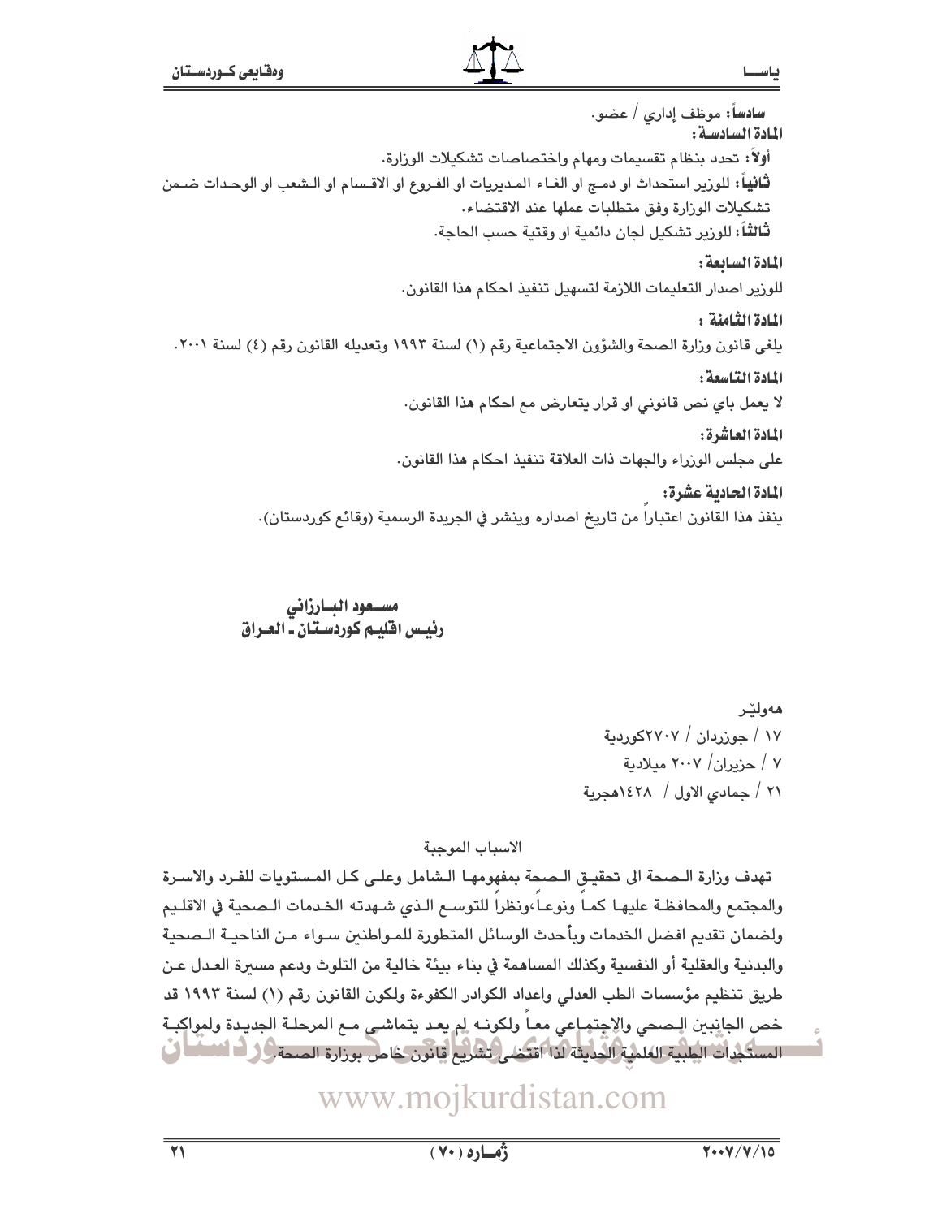**سادساً:** موظف إداري / عضو.

**المادة السادسة:**

**أولاً:** تحدد بنظام تقسيمات ومهام واختصاصات تشكيلات الوزارة.

**ثانياً:** للوزير استحداث او دمج او الغاء المديريات او الفروع او الاقسام او الشعب او الوحدات ضمن تشكيلات الوزارة وفق متطلبات عملها عند الاقتضاء.

**ثالثاً:** للوزير تشكيل لجان دائمية او وقتية حسب الحاجة.

**المادة السابعة:**

للوزير اصدار التعليمات اللازمة لتسهيل تنفيذ احكام هذا القانون.

**المادة الثامنة :**

يلغى قانون وزارة الصحة والشؤون الاجتماعية رقم (١) لسنة ١٩٩٣ وتعديله القانون رقم (٤) لسنة ٢٠٠١.

**المادة التاسعة:**

لا يعمل باي نص قانوني او قرار يتعارض مع احكام هذا القانون.

**المادة العاشرة:**

على مجلس الوزراء والجهات ذات العلاقة تنفيذ احكام هذا القانون.

**المادة الحادية عشرة:**

ينفذ هذا القانون اعتباراً من تاريخ اصداره وينشر في الجريدة الرسمية (وقائع كوردستان).

**مسعود البارزاني**
**رئيس اقليم كوردستان ـ العراق**

هەولێر
١٧ / جوزردان / ٢٧٠٧كوردية
٧ / حزيران/ ٢٠٠٧ ميلادية
٢١ / جمادي الاول / ١٤٢٨هجرية

الاسباب الموجبة

تهدف وزارة الصحة الى تحقيق الصحة بمفهومها الشامل وعلى كل المستويات للفرد والاسرة والمجتمع والمحافظة عليها كماً ونوعاً،ونظراً للتوسع الذي شهدته الخدمات الصحية في الاقليم ولضمان تقديم افضل الخدمات وبأحدث الوسائل المتطورة للمواطنين سواء من الناحية الصحية والبدنية والعقلية أو النفسية وكذلك المساهمة في بناء بيئة خالية من التلوث ودعم مسيرة العدل عن طريق تنظيم مؤسسات الطب العدلي واعداد الكوادر الكفوءة ولكون القانون رقم (١) لسنة ١٩٩٣ قد خص الجانبين الصحي والاجتماعي معاً ولكونه لم يعد يتماشى مع المرحلة الجديدة ولمواكبة المستجدات الطبية العلمية الحديثة لذا اقتضى تشريع قانون خاص بوزارة الصحة.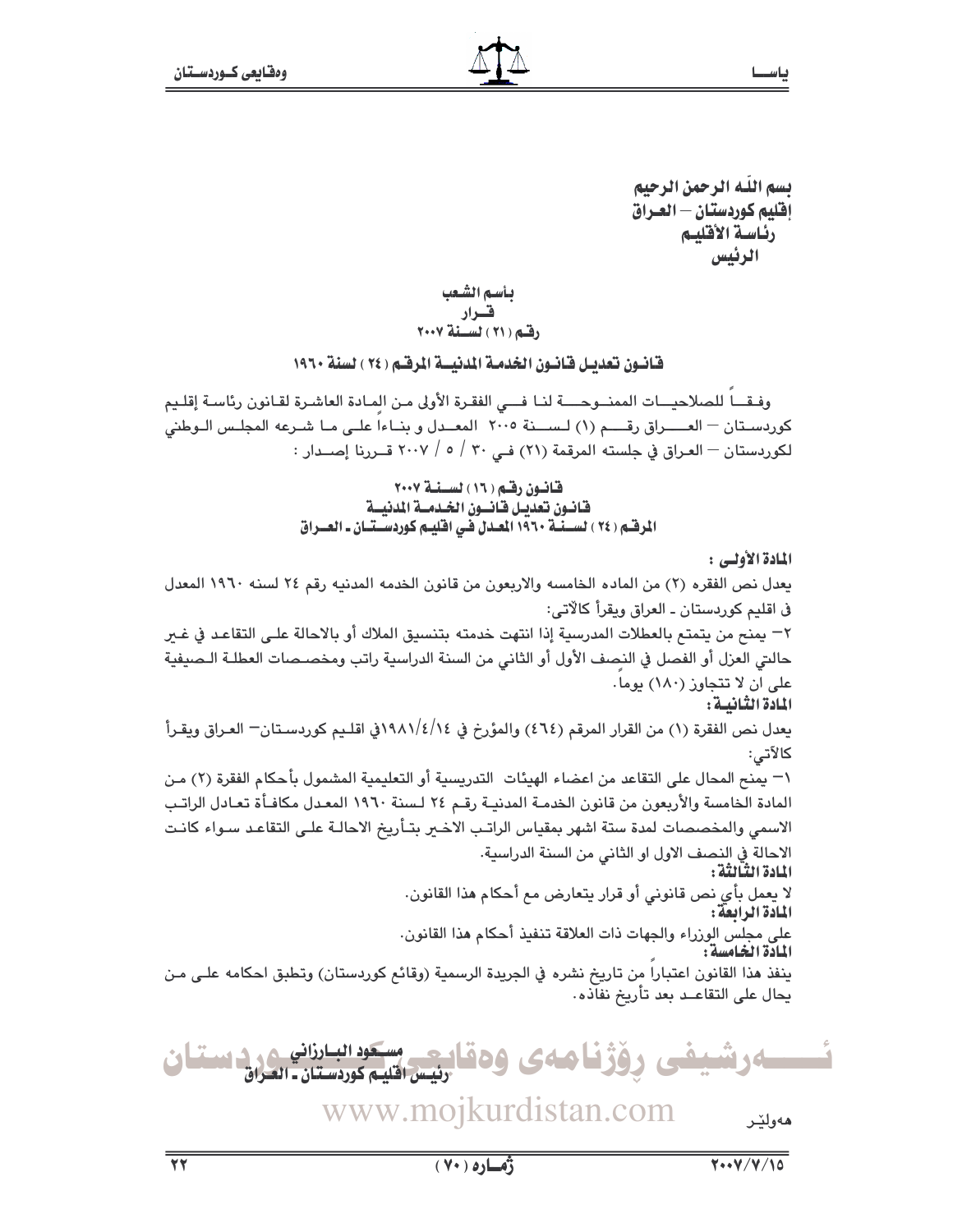بسم اللّه الرحمن الرحيم
إقليم كوردستان – العـراق
رئاسـة الأقليـم
الرئيس

بأسم الشعب
قـــرار
رقـم (٢١) لسـنة ٢٠٠٧

## قانـون تعديـل قانـون الخدمـة المدنيـة المرقـم (٢٤) لسنة ١٩٦٠

وفـقـاً للصلاحيــات الممنــوحـــة لنـا فـــي الفقـرة الأولى مـن المـادة العاشـرة لقـانـون رئاسـة إقلـيم كوردسـتان – العــراق رقـــم (١) لســنة ٢٠٠٥ المعــدل و بنـاءاً علـى مـا شـرعه المجلس الـوطني لكوردستان – العراق في جلسته المرقمة (٢١) فـي ٣٠ / ٥ / ٢٠٠٧ قـررنا إصـدار :

### قانـون رقـم (١٦) لسـنـة ٢٠٠٧
### قانـون تعديـل قانـون الخـدمـة المدنيـة
### المرقـم (٢٤) لسـنـة ١٩٦٠ المعـدل في اقليـم كوردسـتـان ـ العـراق

**المادة الأولـى :**

يعدل نص الفقره (٢) من الماده الخامسه والاربعون من قانون الخدمه المدنيه رقم ٢٤ لسنه ١٩٦٠ المعدل في اقليم كوردستان ـ العراق ويقرأ كالآتي:

٢– يمنح من يتمتع بالعطلات المدرسية إذا انتهت خدمته بتنسيق الملاك أو بالاحالة علـى التقاعـد في غـير حالتي العزل أو الفصل في النصف الأول أو الثاني من السنة الدراسية راتب ومخصـصات العطلـة الـصيفية على ان لا تتجاوز (١٨٠) يوماً.

**المادة الثانيـة :**

يعدل نص الفقرة (١) من القرار المرقم (٤٦٤) والمؤرخ في ١٩٨١/٤/١٤في اقلـيم كوردسـتان– العـراق ويقـرأ كالآتي:

١– يمنح المحال على التقاعد من اعضاء الهيئات التدريسية أو التعليمية المشمول بأحكام الفقرة (٢) مـن المادة الخامسة والأربعون من قانون الخدمـة المدنيـة رقـم ٢٤ لـسنة ١٩٦٠ المعـدل مكافـأة تعـادل الراتـب الاسمي والمخصصات لمدة ستة اشهر بمقياس الراتـب الاخـير بتـأريخ الاحالـة علـى التقاعـد سـواء كانـت الاحالة في النصف الاول او الثاني من السنة الدراسية.

**المادة الثالثة :**

لا يعمل بأي نص قانوني أو قرار يتعارض مع أحكام هذا القانون.

**المادة الرابعة :**

على مجلس الوزراء والجهات ذات العلاقة تنفيذ أحكام هذا القانون.

**المادة الخامسة :**

ينفذ هذا القانون اعتباراً من تاريخ نشره في الجريدة الرسمية (وقائع كوردستان) وتطبق احكامه علـى مـن يحال على التقاعـد بعد تأريخ نفاذه.

مسعود البـارزاني
رئيس اقليم كوردسـتان ـ العـراق

هەولێر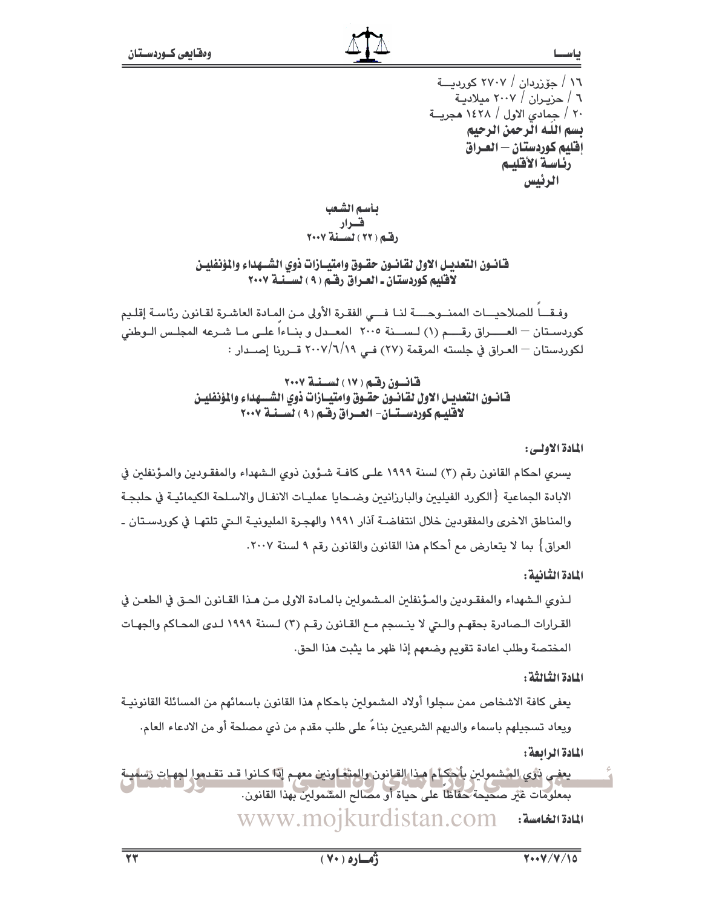١٦ / جۆزردان / ٢٧٠٧ كوردية
٦ / حزيران / ٢٠٠٧ ميلادية
٢٠ / جمادي الاول / ١٤٢٨ هجرية

**بسم الله الرحمن الرحيم**
**إقليم كوردستان – العراق**
**رئاسة الأقليم**
**الرئيس**

**بأسم الشعب**
**قرار**
**رقم ( ٢٢ ) لسنة ٢٠٠٧**

**قانون التعديل الاول لقانون حقوق وامتيازات ذوي الشهداء والمؤنفلين لاقليم كوردستان ـ العراق رقم ( ٩ ) لسنة ٢٠٠٧**

وفقاً للصلاحيات الممنوحة لنا في الفقرة الأولى من المادة العاشرة لقانون رئاسة إقليم كوردستان – العراق رقم (١) لسنة ٢٠٠٥ المعدل و بناءاً على ما شرعه المجلس الوطني لكوردستان – العراق في جلسته المرقمة (٢٧) في ٢٠٠٧/٦/١٩ قررنا إصدار :

**قانون رقم ( ١٧ ) لسنة ٢٠٠٧**
**قانون التعديل الاول لقانون حقوق وامتيازات ذوي الشهداء والمؤنفلين لاقليم كوردستان- العراق رقم ( ٩ ) لسنة ٢٠٠٧**

**المادة الاولى:**

يسري احكام القانون رقم (٣) لسنة ١٩٩٩ على كافة شؤون ذوي الشهداء والمفقودين والمؤنفلين في الابادة الجماعية {الكورد الفيليين والبارزانيين وضحايا عمليات الانفال والاسلحة الكيمائية في حلبجة والمناطق الاخرى والمفقودين خلال انتفاضة آذار ١٩٩١ والهجرة المليونية التي تلتها في كوردستان ـ العراق} بما لا يتعارض مع أحكام هذا القانون والقانون رقم ٩ لسنة ٢٠٠٧.

**المادة الثانية:**

لذوي الشهداء والمفقودين والمؤنفلين المشمولين بالمادة الاولى من هذا القانون الحق في الطعن في القرارات الصادرة بحقهم والتي لا ينسجم مع القانون رقم (٣) لسنة ١٩٩٩ لدى المحاكم والجهات المختصة وطلب اعادة تقويم وضعهم إذا ظهر ما يثبت هذا الحق.

**المادة الثالثة:**

يعفى كافة الاشخاص ممن سجلوا أولاد المشمولين باحكام هذا القانون باسمائهم من المسائلة القانونية ويعاد تسجيلهم باسماء والديهم الشرعيين بناءً على طلب مقدم من ذي مصلحة أو من الادعاء العام.

**المادة الرابعة:**

يعفى ذوي المشمولين بأحكام هذا القانون والمتعاونين معهم إذا كانوا قد تقدموا لجهات رسمية بمعلومات غير صحيحة حفاظاً على حياة أو مصالح المشمولين بهذا القانون.

**المادة الخامسة:**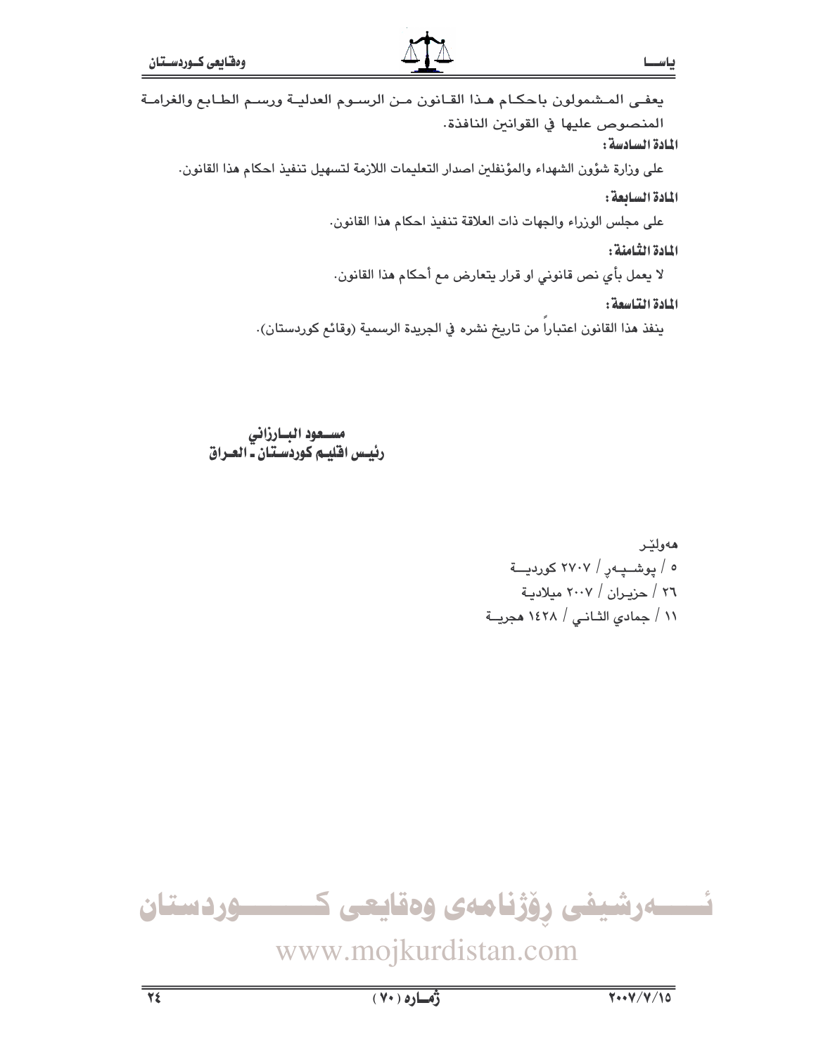يعفى المشمولون باحكام هذا القانون من الرسوم العدلية ورسم الطابع والغرامة المنصوص عليها في القوانين النافذة.

**المادة السادسة:**

على وزارة شؤون الشهداء والمؤنفلين اصدار التعليمات اللازمة لتسهيل تنفيذ احكام هذا القانون.

**المادة السابعة:**

على مجلس الوزراء والجهات ذات العلاقة تنفيذ احكام هذا القانون.

**المادة الثامنة:**

لا يعمل بأي نص قانوني او قرار يتعارض مع أحكام هذا القانون.

**المادة التاسعة:**

ينفذ هذا القانون اعتباراً من تاريخ نشره في الجريدة الرسمية (وقائع كوردستان).

**مسعود البارزاني**
**رئيس اقليم كوردستان ـ العراق**

هەولێر
٥ / پوشپەڕ / ٢٧٠٧ كوردية
٢٦ / حزيران / ٢٠٠٧ ميلادية
١١ / جمادي الثاني / ١٤٢٨ هجرية